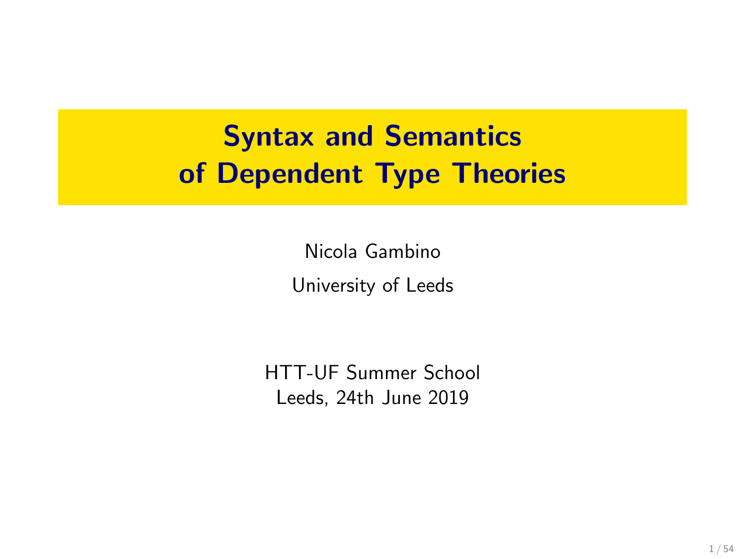# Syntax and Semantics of Dependent Type Theories

Nicola Gambino

University of Leeds

HTT-UF Summer School
Leeds, 24th June 2019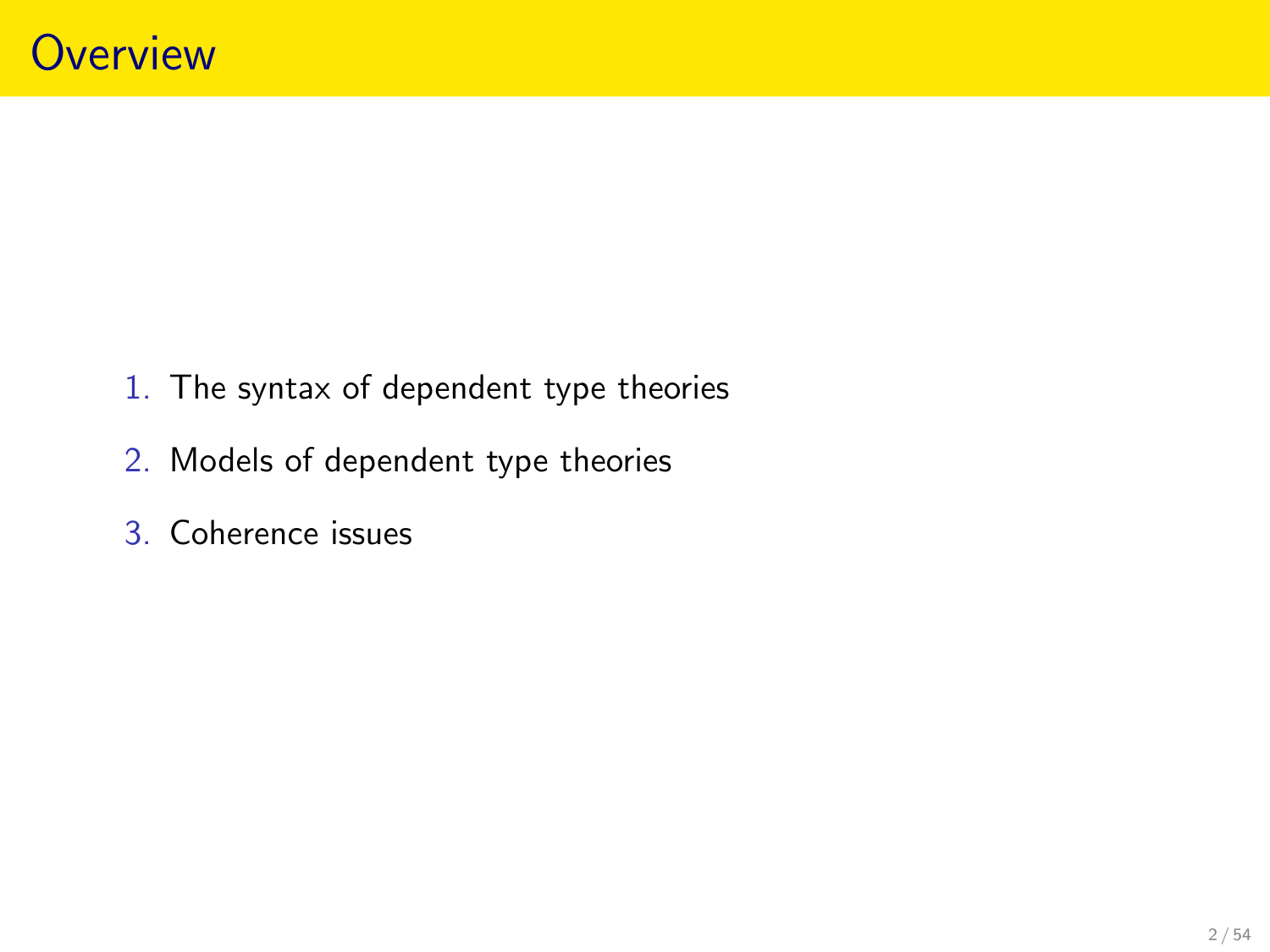# Overview

1. The syntax of dependent type theories
2. Models of dependent type theories
3. Coherence issues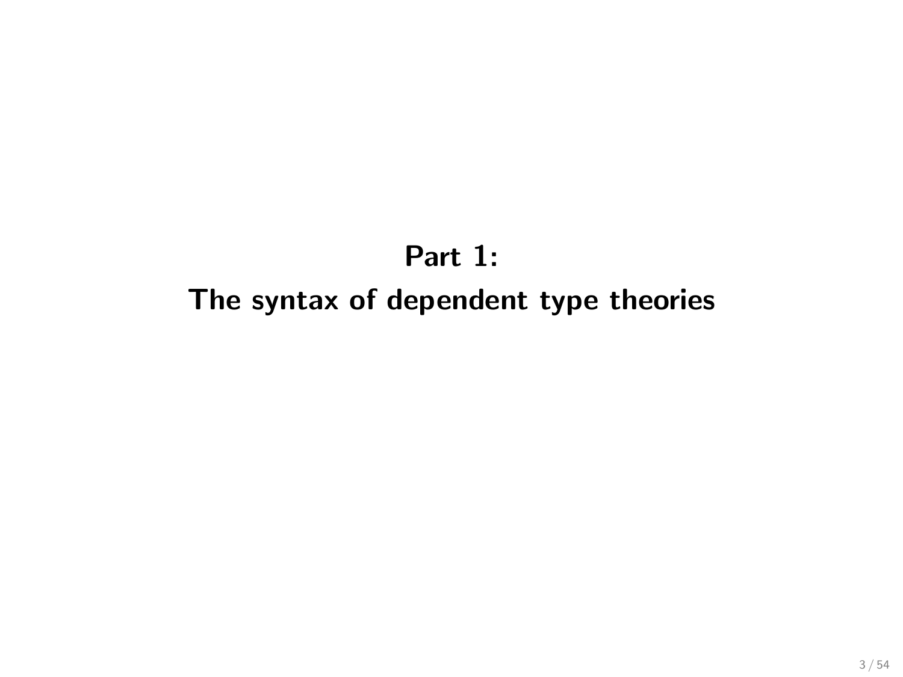# Part 1:
# The syntax of dependent type theories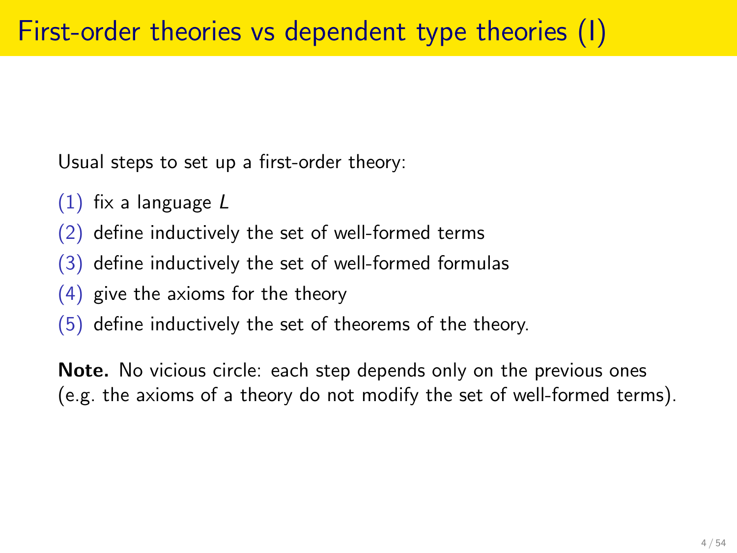# First-order theories vs dependent type theories (I)

Usual steps to set up a first-order theory:

(1) fix a language $L$

(2) define inductively the set of well-formed terms

(3) define inductively the set of well-formed formulas

(4) give the axioms for the theory

(5) define inductively the set of theorems of the theory.

**Note.** No vicious circle: each step depends only on the previous ones (e.g. the axioms of a theory do not modify the set of well-formed terms).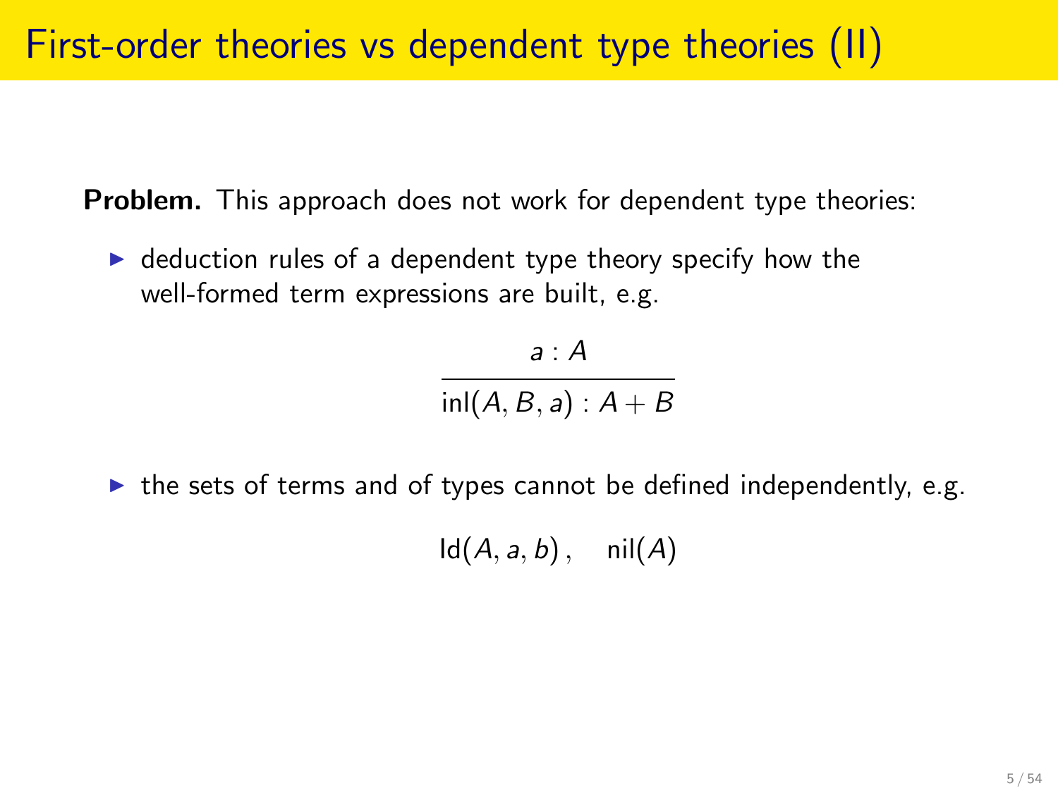# First-order theories vs dependent type theories (II)

**Problem.** This approach does not work for dependent type theories:

- deduction rules of a dependent type theory specify how the well-formed term expressions are built, e.g.

$$\frac{a : A}{\mathsf{inl}(A, B, a) : A + B}$$

- the sets of terms and of types cannot be defined independently, e.g.

$$\mathsf{Id}(A, a, b)\,, \quad \mathsf{nil}(A)$$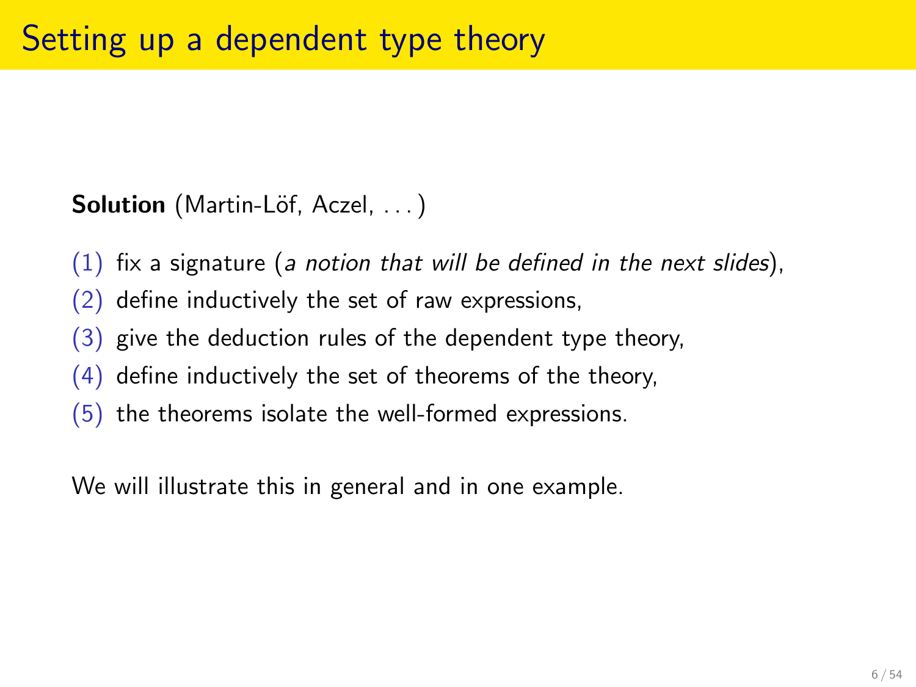# Setting up a dependent type theory

**Solution** (Martin-Löf, Aczel, ...)

(1) fix a signature (*a notion that will be defined in the next slides*),
(2) define inductively the set of raw expressions,
(3) give the deduction rules of the dependent type theory,
(4) define inductively the set of theorems of the theory,
(5) the theorems isolate the well-formed expressions.

We will illustrate this in general and in one example.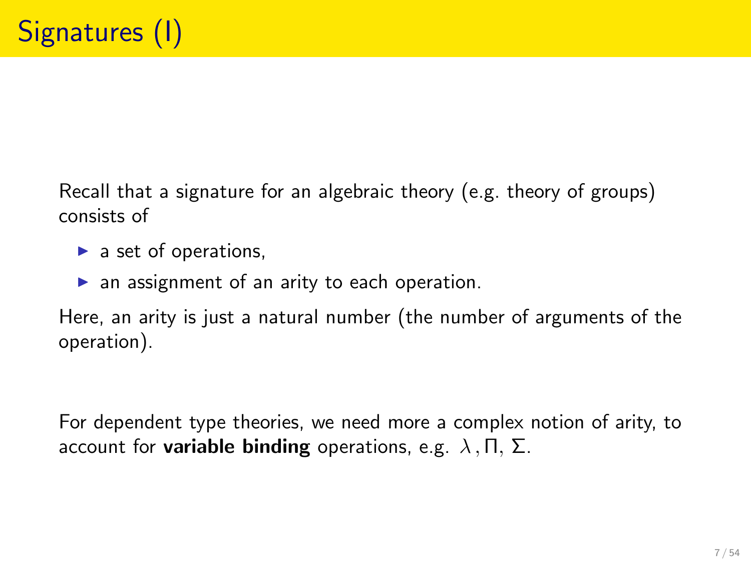# Signatures (I)

Recall that a signature for an algebraic theory (e.g. theory of groups) consists of

- a set of operations,
- an assignment of an arity to each operation.

Here, an arity is just a natural number (the number of arguments of the operation).

For dependent type theories, we need more a complex notion of arity, to account for **variable binding** operations, e.g. $\lambda$, $\Pi$, $\Sigma$.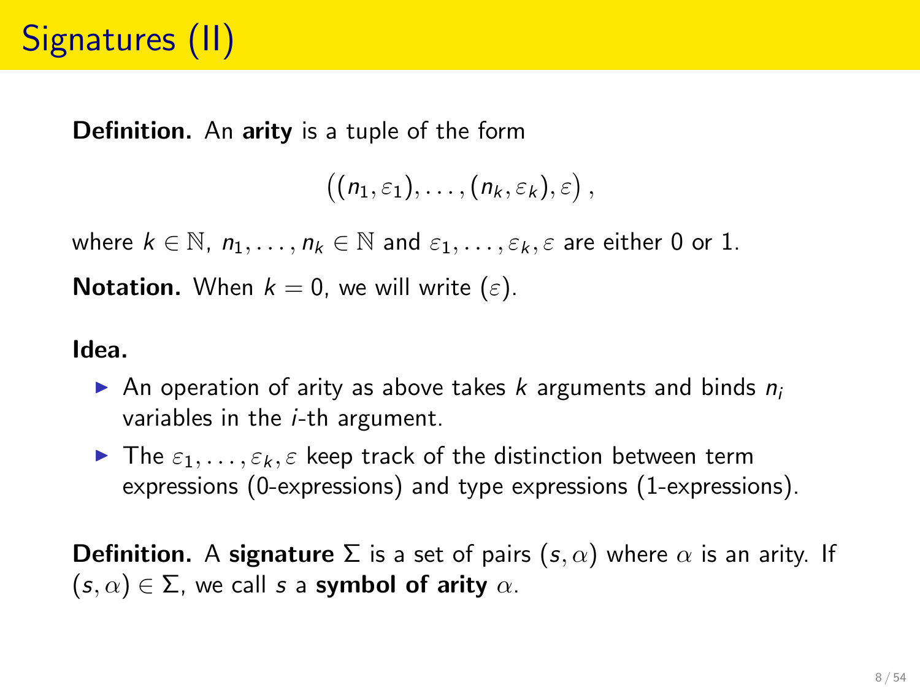# Signatures (II)

**Definition.** An **arity** is a tuple of the form

$$\big((n_1, \varepsilon_1), \ldots, (n_k, \varepsilon_k), \varepsilon\big)\,,$$

where $k \in \mathbb{N}$, $n_1, \ldots, n_k \in \mathbb{N}$ and $\varepsilon_1, \ldots, \varepsilon_k, \varepsilon$ are either 0 or 1.

**Notation.** When $k = 0$, we will write $(\varepsilon)$.

**Idea.**

- An operation of arity as above takes $k$ arguments and binds $n_i$ variables in the $i$-th argument.
- The $\varepsilon_1, \ldots, \varepsilon_k, \varepsilon$ keep track of the distinction between term expressions (0-expressions) and type expressions (1-expressions).

**Definition.** A **signature** $\Sigma$ is a set of pairs $(s, \alpha)$ where $\alpha$ is an arity. If $(s, \alpha) \in \Sigma$, we call $s$ a **symbol of arity** $\alpha$.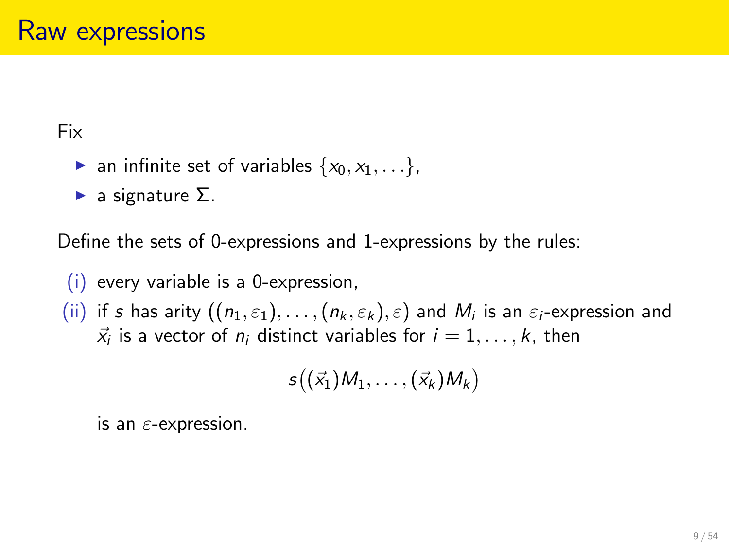# Raw expressions

Fix

- an infinite set of variables $\{x_0, x_1, \ldots\}$,
- a signature $\Sigma$.

Define the sets of 0-expressions and 1-expressions by the rules:

(i) every variable is a 0-expression,

(ii) if $s$ has arity $((n_1, \varepsilon_1), \ldots, (n_k, \varepsilon_k), \varepsilon)$ and $M_i$ is an $\varepsilon_i$-expression and $\vec{x_i}$ is a vector of $n_i$ distinct variables for $i = 1, \ldots, k$, then

$$s\big((\vec{x_1})M_1, \ldots, (\vec{x_k})M_k\big)$$

is an $\varepsilon$-expression.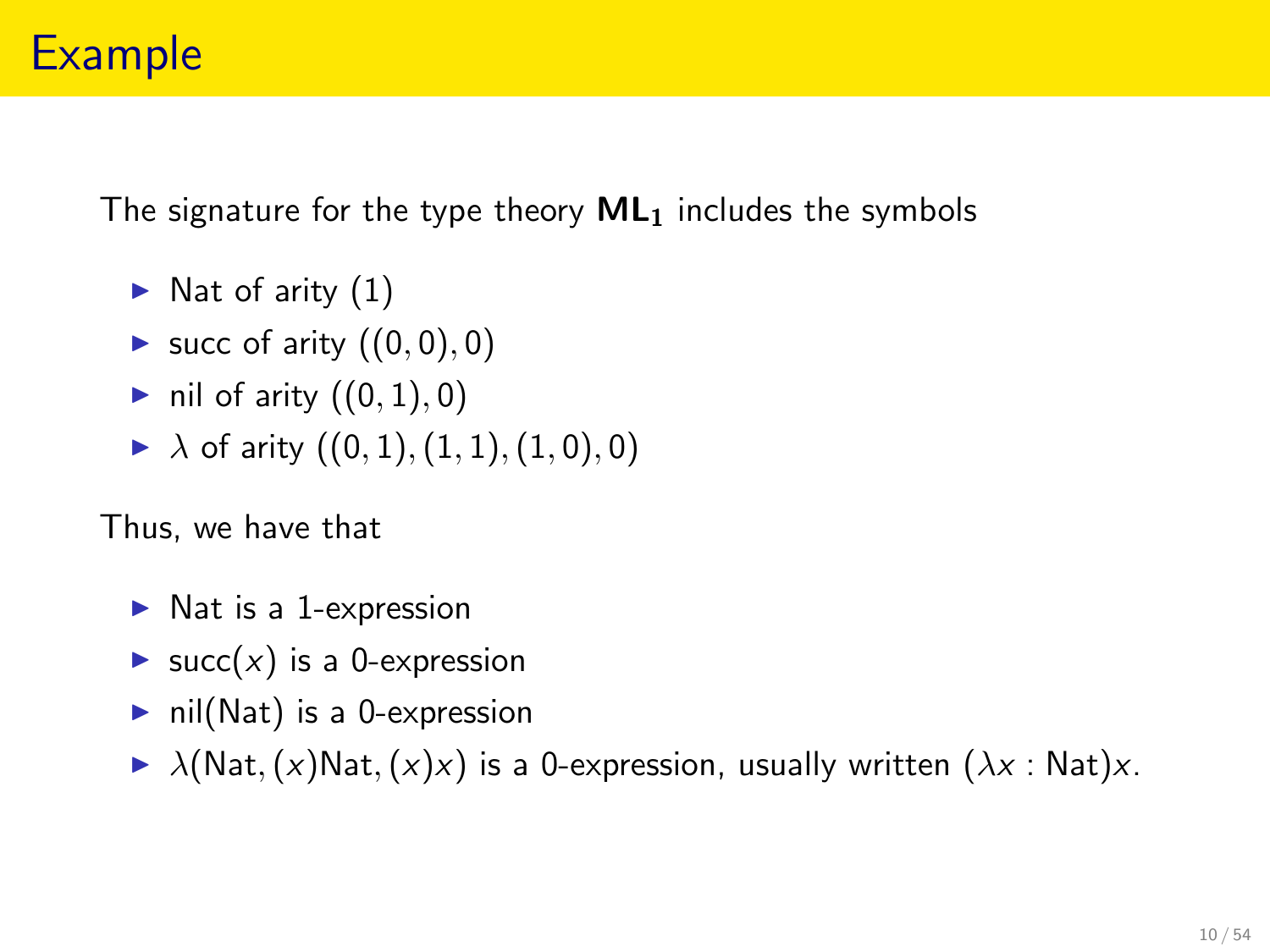# Example

The signature for the type theory $\mathbf{ML_1}$ includes the symbols

- Nat of arity $(1)$
- succ of arity $((0, 0), 0)$
- nil of arity $((0, 1), 0)$
- $\lambda$ of arity $((0, 1), (1, 1), (1, 0), 0)$

Thus, we have that

- Nat is a 1-expression
- $\mathrm{succ}(x)$ is a 0-expression
- nil(Nat) is a 0-expression
- $\lambda(\mathrm{Nat}, (x)\mathrm{Nat}, (x)x)$ is a 0-expression, usually written $(\lambda x : \mathrm{Nat})x$.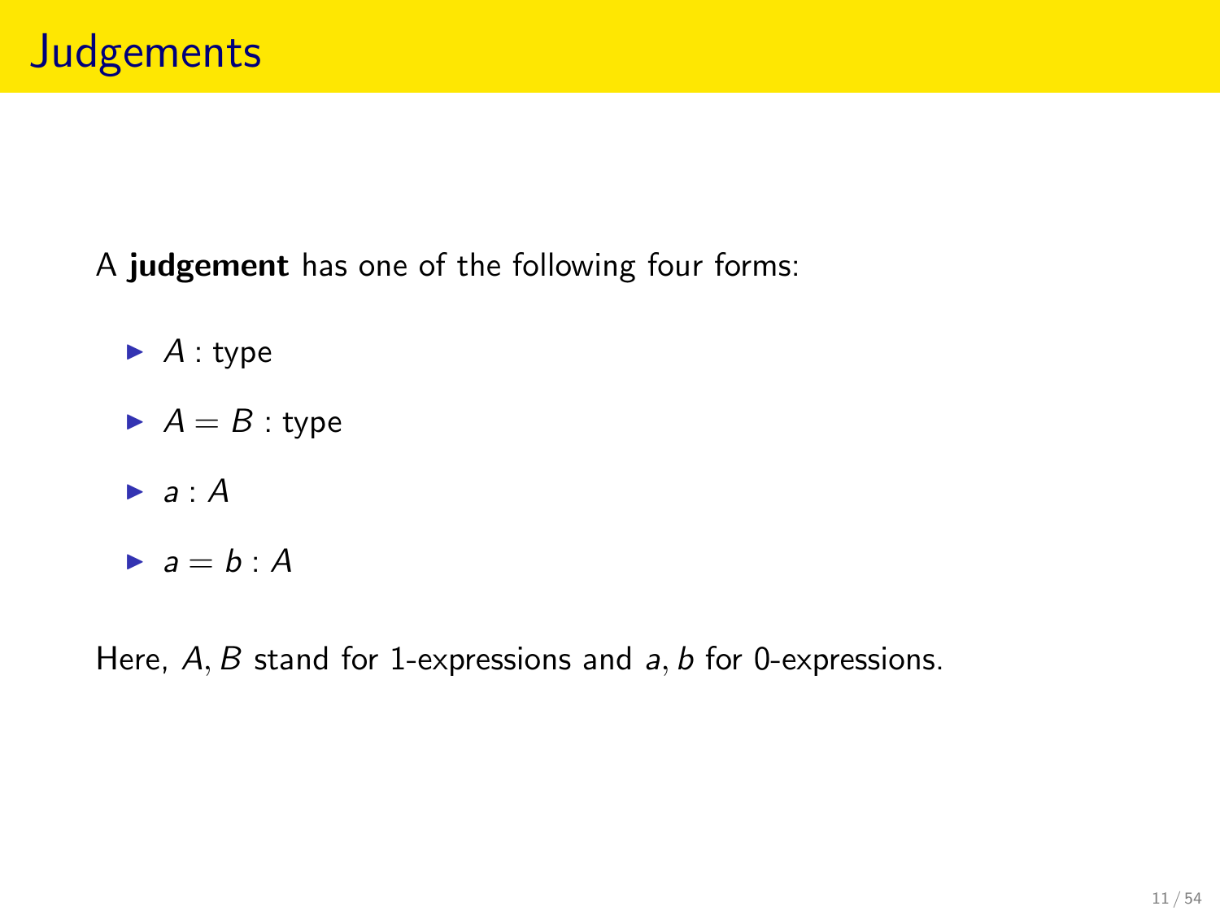# Judgements

A **judgement** has one of the following four forms:

- $A : \text{type}$
- $A = B : \text{type}$
- $a : A$
- $a = b : A$

Here, $A, B$ stand for 1-expressions and $a, b$ for 0-expressions.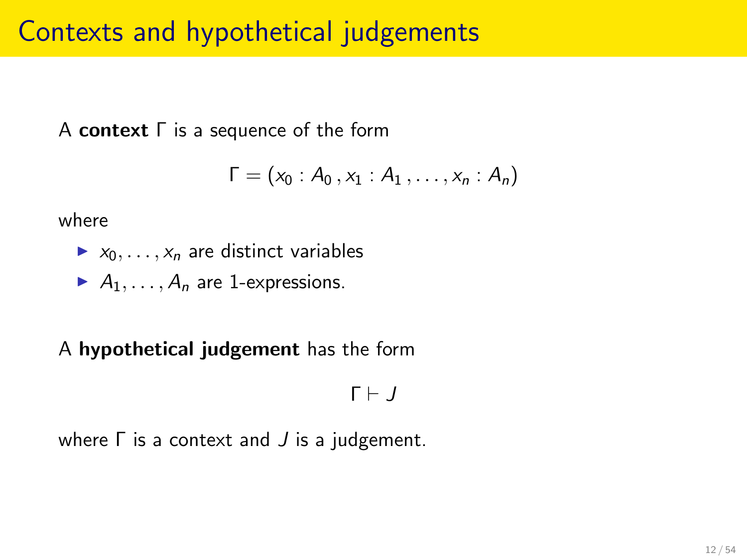# Contexts and hypothetical judgements

A **context** $\Gamma$ is a sequence of the form

$$\Gamma = (x_0 : A_0 \, , x_1 : A_1 \, , \ldots , x_n : A_n)$$

where

- $x_0, \ldots, x_n$ are distinct variables
- $A_1, \ldots, A_n$ are 1-expressions.

A **hypothetical judgement** has the form

$$\Gamma \vdash J$$

where $\Gamma$ is a context and $J$ is a judgement.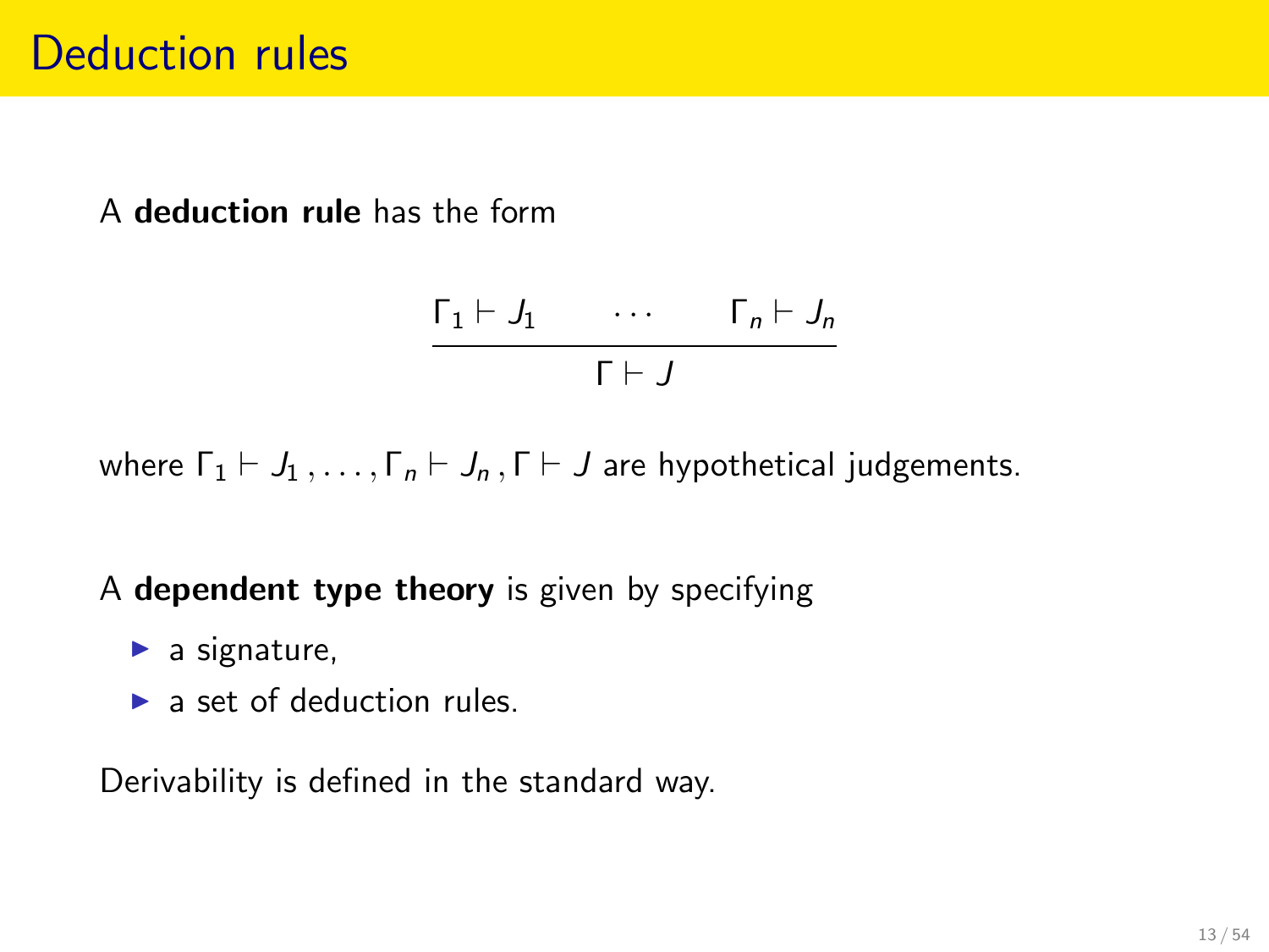# Deduction rules

A **deduction rule** has the form

$$\frac{\Gamma_1 \vdash J_1 \qquad \cdots \qquad \Gamma_n \vdash J_n}{\Gamma \vdash J}$$

where $\Gamma_1 \vdash J_1 , \ldots , \Gamma_n \vdash J_n , \Gamma \vdash J$ are hypothetical judgements.

A **dependent type theory** is given by specifying

- a signature,
- a set of deduction rules.

Derivability is defined in the standard way.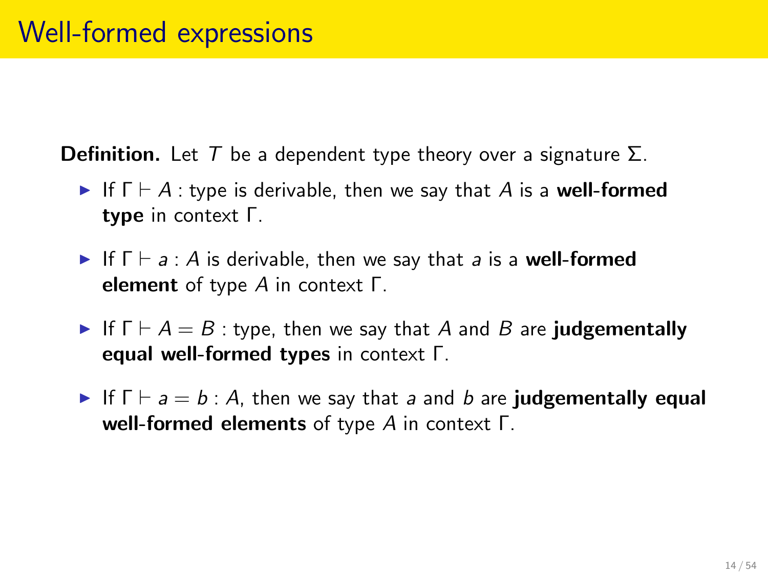# Well-formed expressions

**Definition.** Let $T$ be a dependent type theory over a signature $\Sigma$.

- If $\Gamma \vdash A : \text{type}$ is derivable, then we say that $A$ is a **well-formed type** in context $\Gamma$.
- If $\Gamma \vdash a : A$ is derivable, then we say that $a$ is a **well-formed element** of type $A$ in context $\Gamma$.
- If $\Gamma \vdash A = B : \text{type}$, then we say that $A$ and $B$ are **judgementally equal well-formed types** in context $\Gamma$.
- If $\Gamma \vdash a = b : A$, then we say that $a$ and $b$ are **judgementally equal well-formed elements** of type $A$ in context $\Gamma$.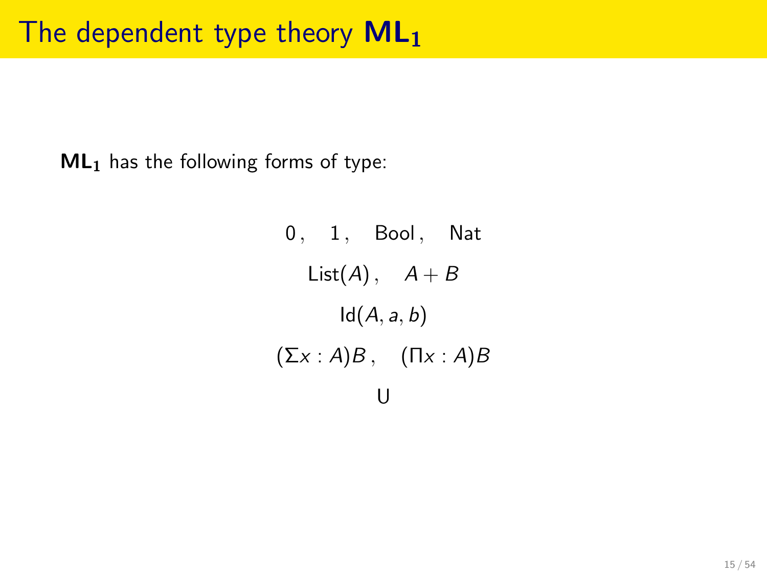# The dependent type theory $\mathbf{ML_1}$

$\mathbf{ML_1}$ has the following forms of type:

$$0\,, \quad 1\,, \quad \mathsf{Bool}\,, \quad \mathsf{Nat}$$

$$\mathsf{List}(A)\,, \quad A + B$$

$$\mathsf{Id}(A, a, b)$$

$$(\Sigma x : A)B\,, \quad (\Pi x : A)B$$

$$\mathsf{U}$$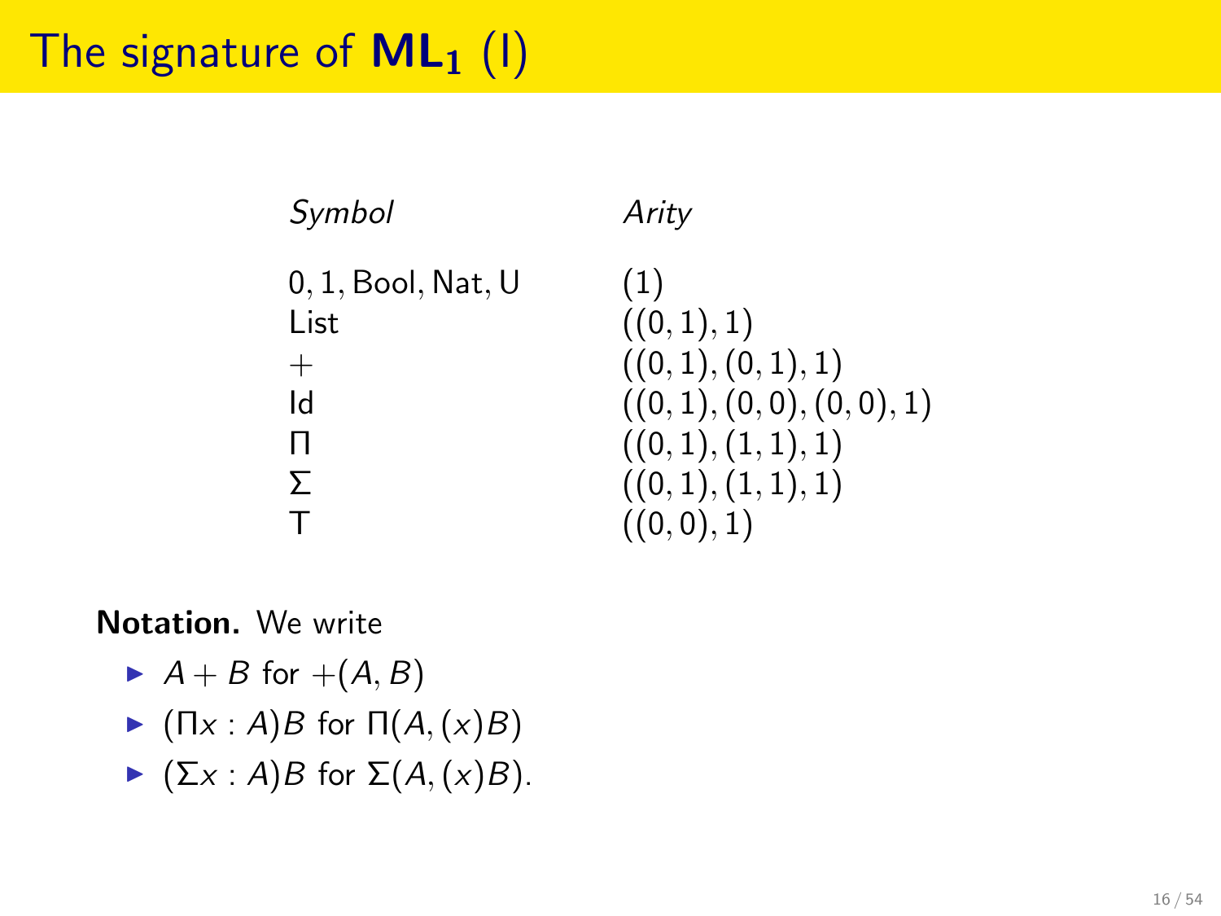# The signature of **ML₁** (I)

| *Symbol* | *Arity* |
|---|---|
| $0, 1, \mathrm{Bool}, \mathrm{Nat}, \mathrm{U}$ | $(1)$ |
| $\mathrm{List}$ | $((0,1),1)$ |
| $+$ | $((0,1),(0,1),1)$ |
| $\mathrm{Id}$ | $((0,1),(0,0),(0,0),1)$ |
| $\Pi$ | $((0,1),(1,1),1)$ |
| $\Sigma$ | $((0,1),(1,1),1)$ |
| $\mathrm{T}$ | $((0,0),1)$ |

**Notation.** We write

- $A + B$ for $+(A, B)$
- $(\Pi x : A)B$ for $\Pi(A, (x)B)$
- $(\Sigma x : A)B$ for $\Sigma(A, (x)B)$.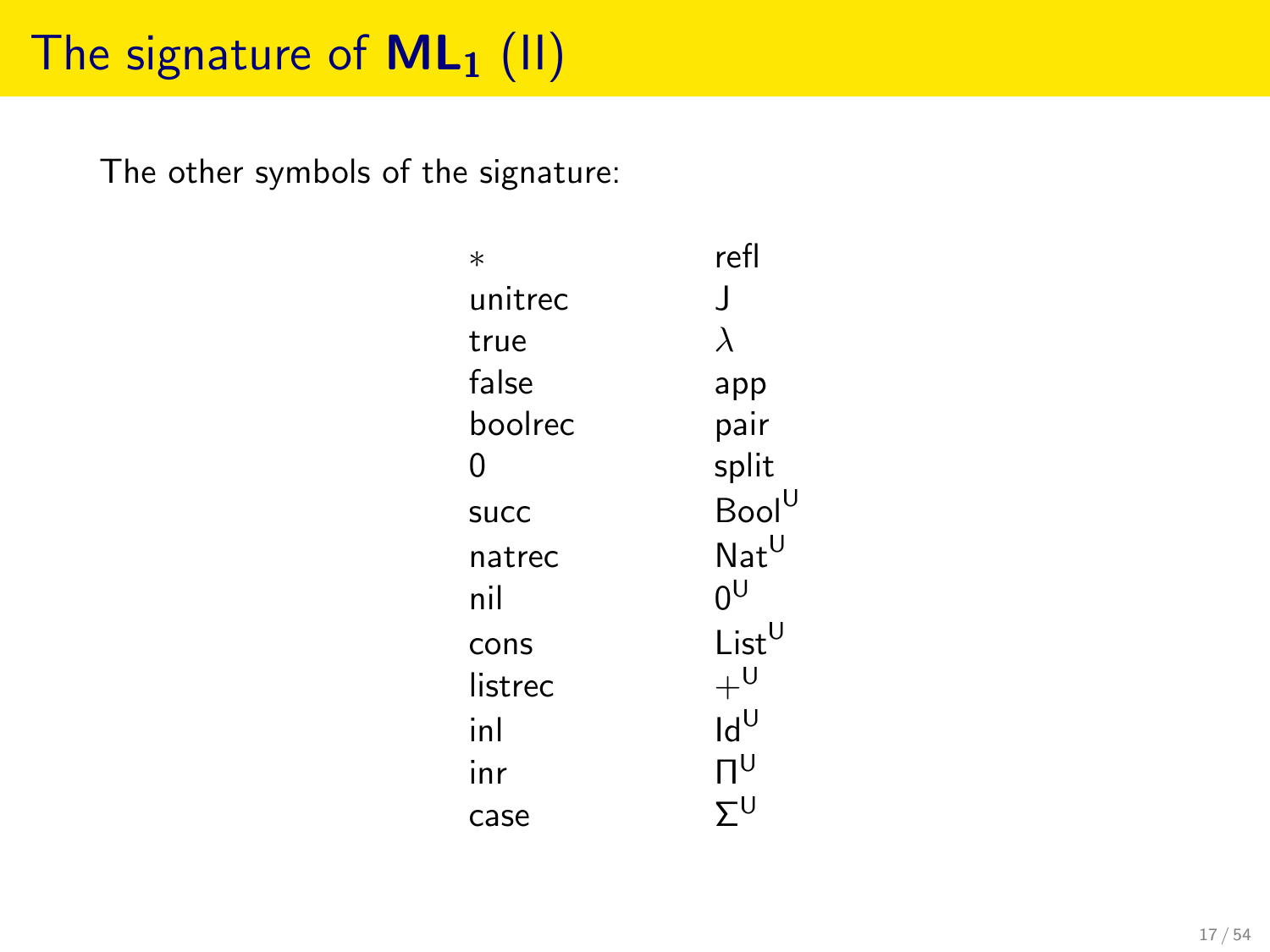# The signature of **ML₁** (II)

The other symbols of the signature:

| | |
|---|---|
| $*$ | refl |
| unitrec | J |
| true | $\lambda$ |
| false | app |
| boolrec | pair |
| 0 | split |
| succ | $\mathsf{Bool}^{\mathsf{U}}$ |
| natrec | $\mathsf{Nat}^{\mathsf{U}}$ |
| nil | $0^{\mathsf{U}}$ |
| cons | $\mathsf{List}^{\mathsf{U}}$ |
| listrec | $+^{\mathsf{U}}$ |
| inl | $\mathsf{Id}^{\mathsf{U}}$ |
| inr | $\Pi^{\mathsf{U}}$ |
| case | $\Sigma^{\mathsf{U}}$ |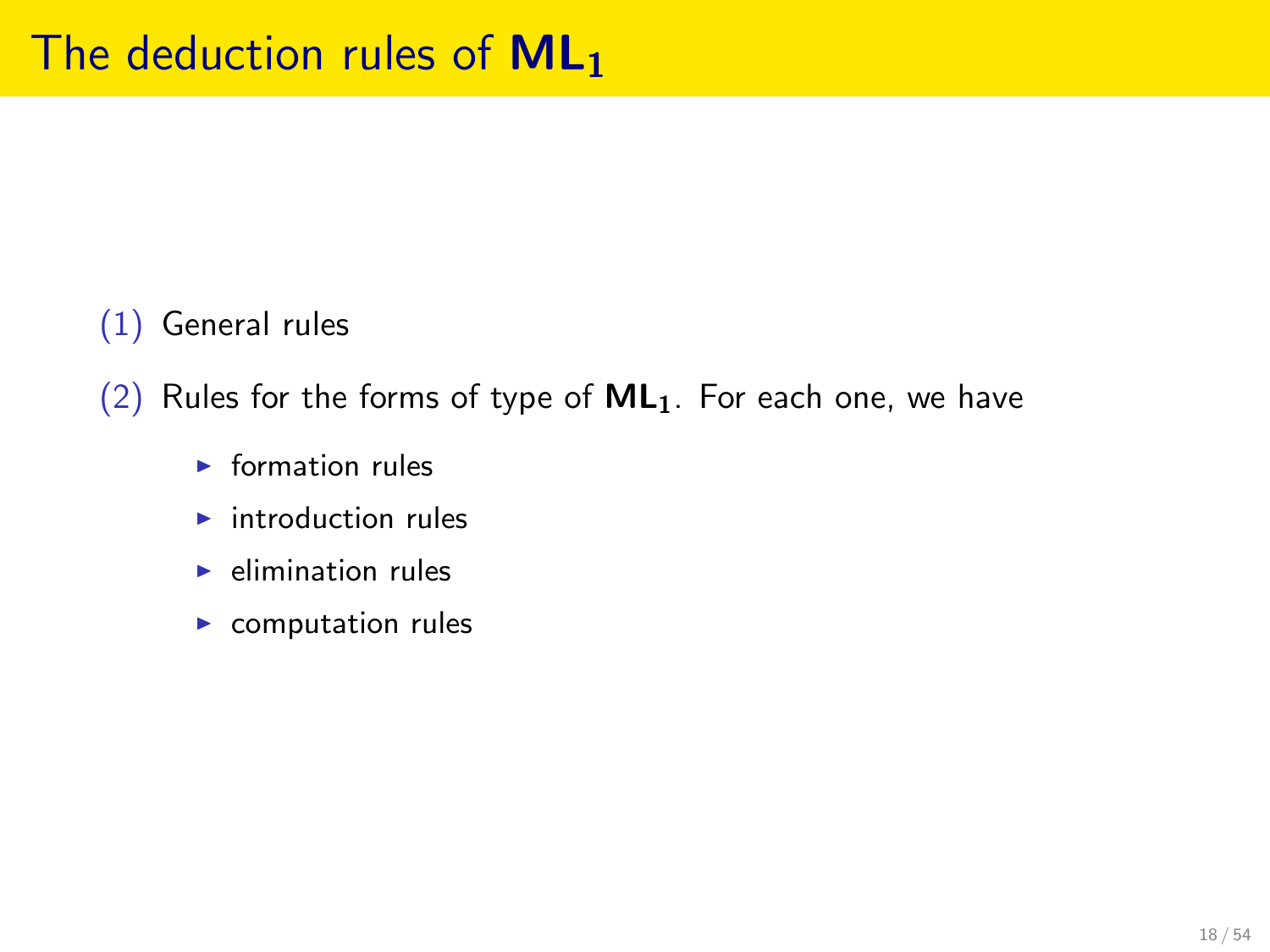# The deduction rules of $\mathbf{ML_1}$

(1) General rules

(2) Rules for the forms of type of $\mathbf{ML_1}$. For each one, we have

- formation rules
- introduction rules
- elimination rules
- computation rules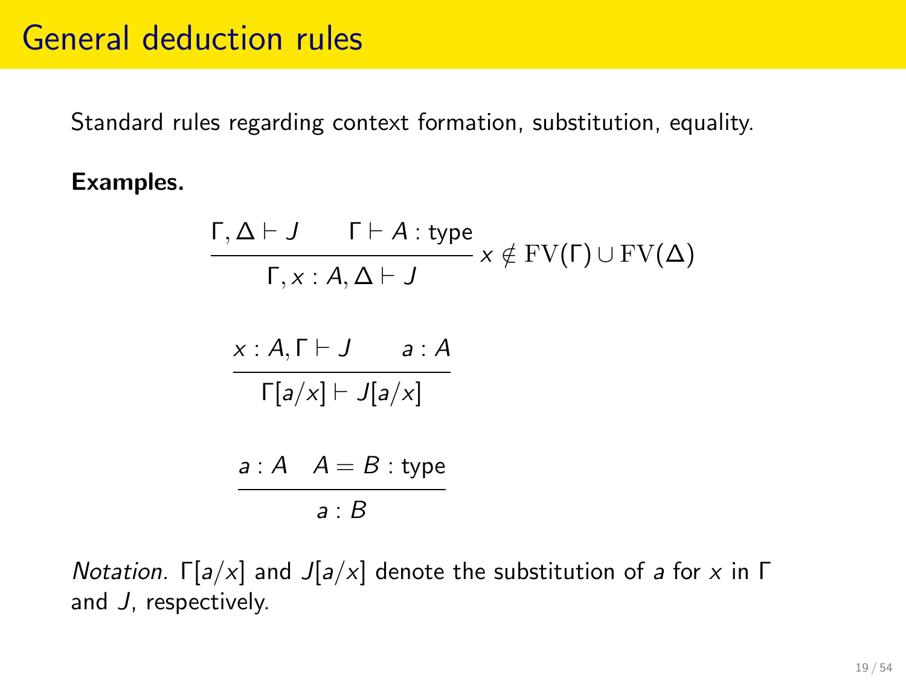# General deduction rules

Standard rules regarding context formation, substitution, equality.

**Examples.**

$$\frac{\Gamma, \Delta \vdash J \qquad \Gamma \vdash A : \text{type}}{\Gamma, x : A, \Delta \vdash J} \; x \notin \mathrm{FV}(\Gamma) \cup \mathrm{FV}(\Delta)$$

$$\frac{x : A, \Gamma \vdash J \qquad a : A}{\Gamma[a/x] \vdash J[a/x]}$$

$$\frac{a : A \quad A = B : \text{type}}{a : B}$$

*Notation.* $\Gamma[a/x]$ and $J[a/x]$ denote the substitution of $a$ for $x$ in $\Gamma$ and $J$, respectively.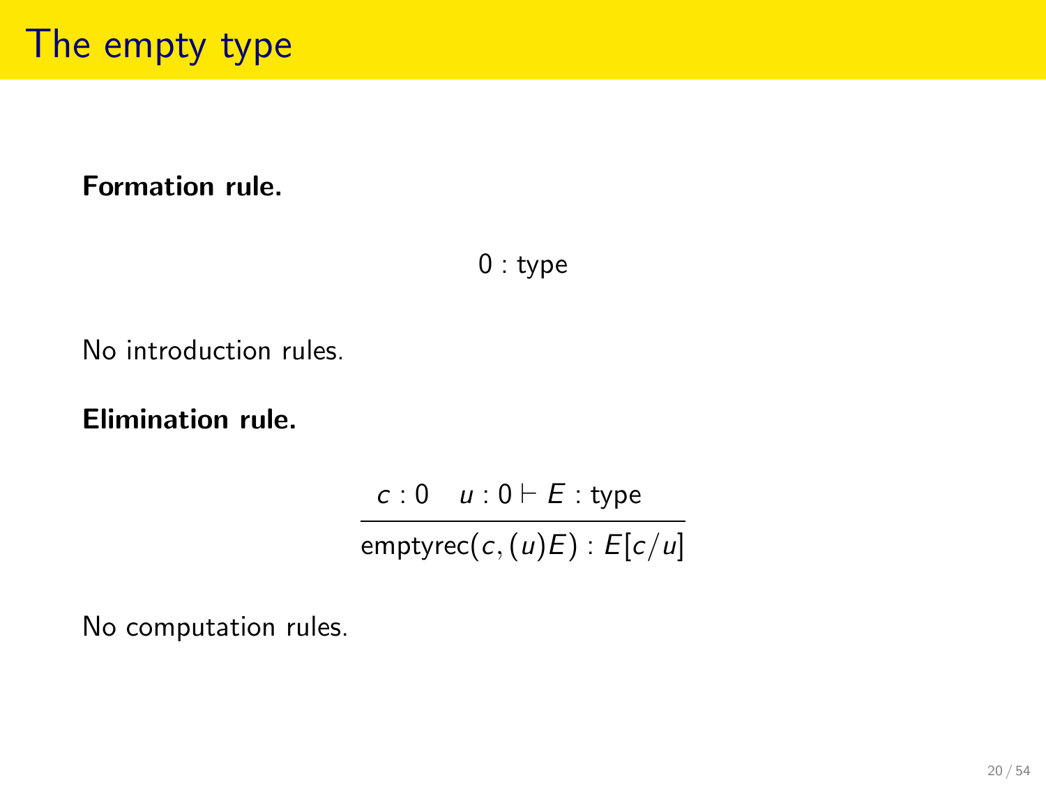# The empty type

**Formation rule.**

$$0 : \text{type}$$

No introduction rules.

**Elimination rule.**

$$\frac{c : 0 \quad u : 0 \vdash E : \text{type}}{\text{emptyrec}(c, (u)E) : E[c/u]}$$

No computation rules.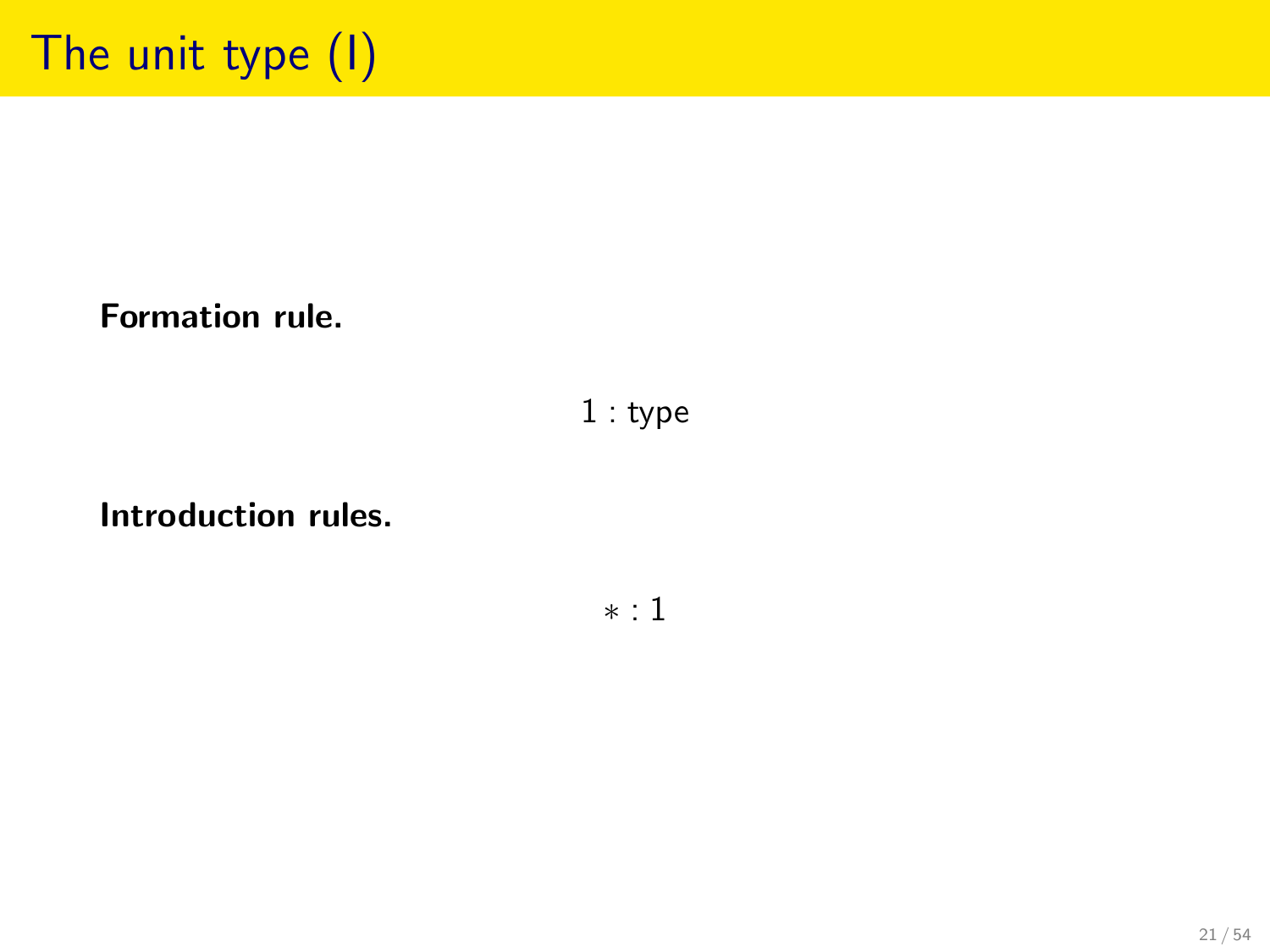# The unit type (I)

**Formation rule.**

$$1 : \text{type}$$

**Introduction rules.**

$$* : 1$$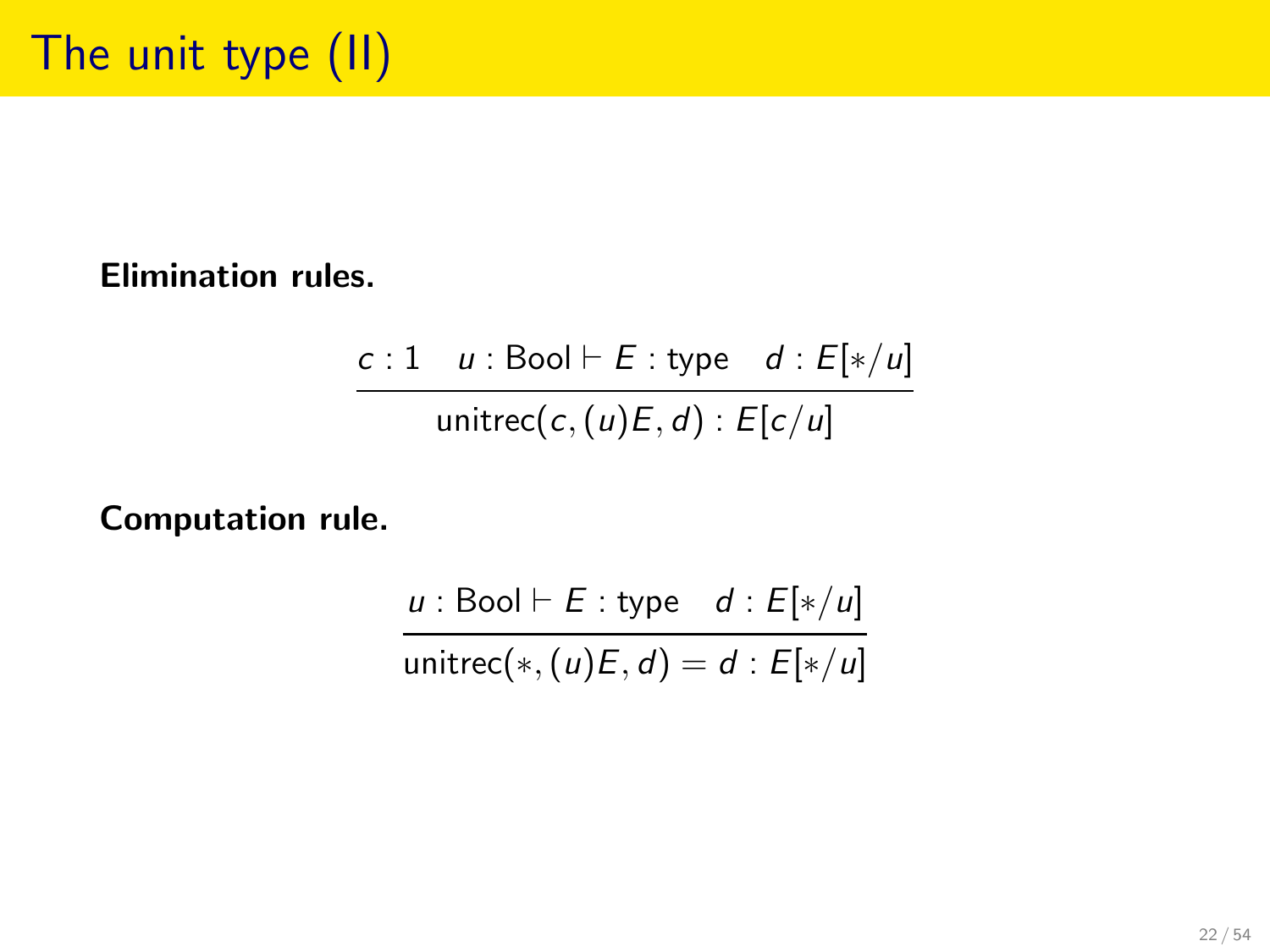# The unit type (II)

**Elimination rules.**

$$\frac{c : 1 \quad u : \mathsf{Bool} \vdash E : \mathsf{type} \quad d : E[*/u]}{\mathsf{unitrec}(c, (u)E, d) : E[c/u]}$$

**Computation rule.**

$$\frac{u : \mathsf{Bool} \vdash E : \mathsf{type} \quad d : E[*/u]}{\mathsf{unitrec}(*, (u)E, d) = d : E[*/u]}$$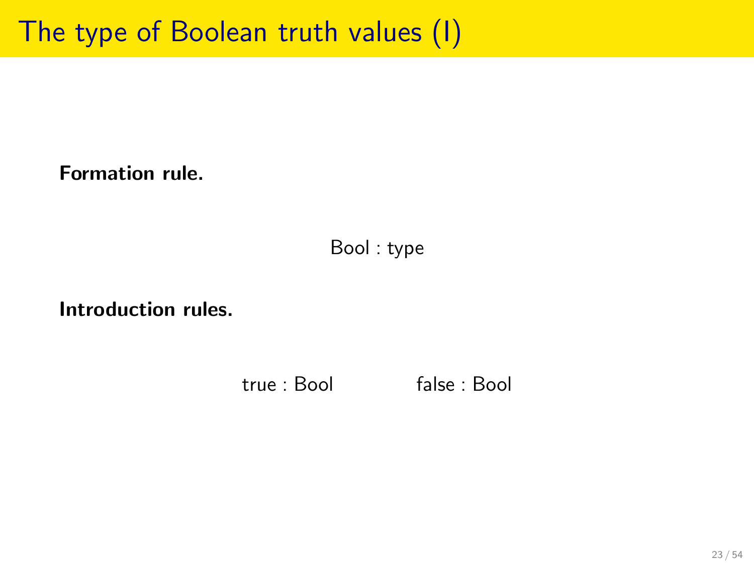# The type of Boolean truth values (I)

**Formation rule.**

$$\mathrm{Bool} : \mathrm{type}$$

**Introduction rules.**

$$\mathrm{true} : \mathrm{Bool} \qquad\qquad \mathrm{false} : \mathrm{Bool}$$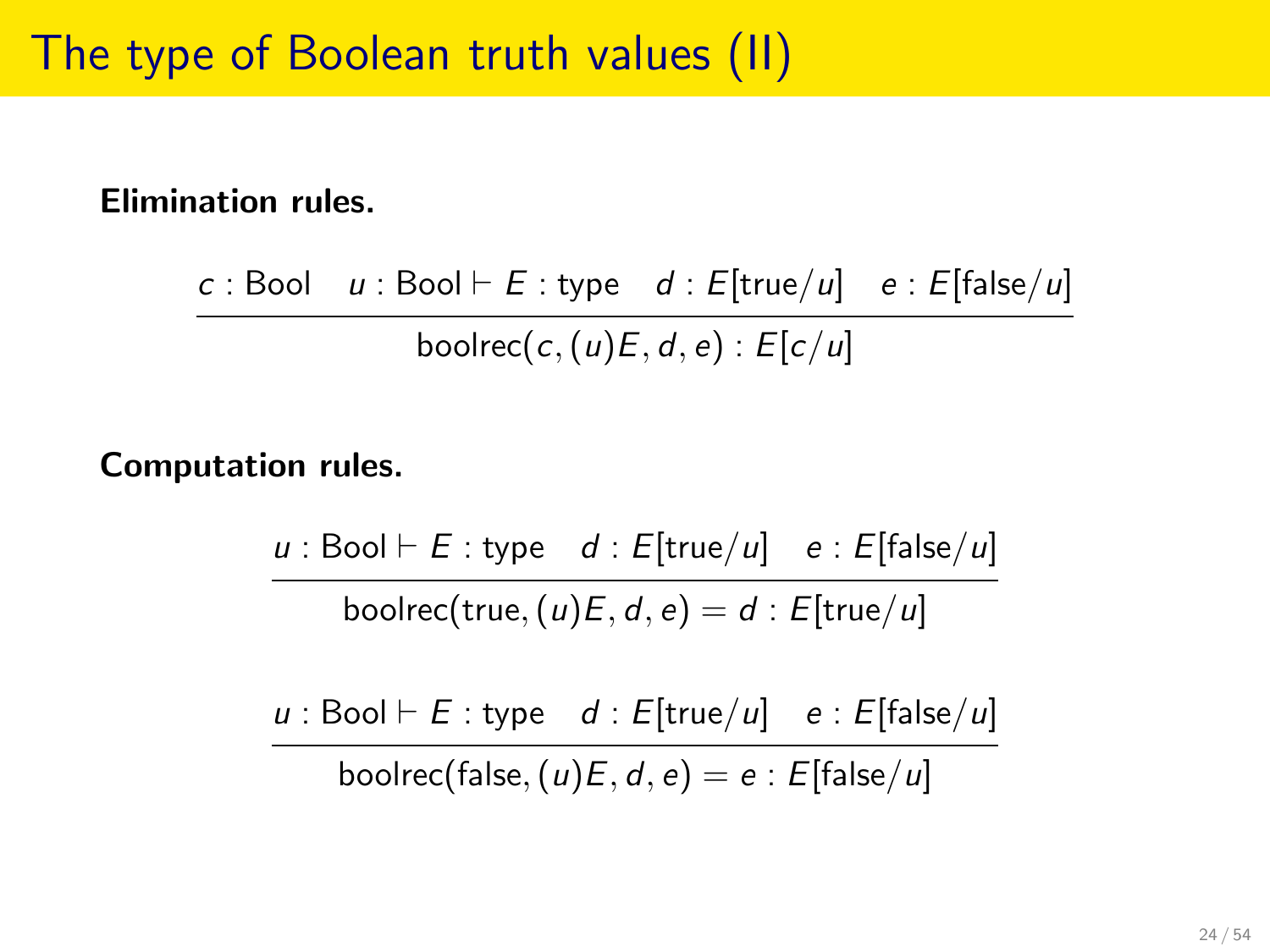# The type of Boolean truth values (II)

**Elimination rules.**

$$\frac{c : \mathsf{Bool} \quad u : \mathsf{Bool} \vdash E : \mathsf{type} \quad d : E[\mathsf{true}/u] \quad e : E[\mathsf{false}/u]}{\mathsf{boolrec}(c, (u)E, d, e) : E[c/u]}$$

**Computation rules.**

$$\frac{u : \mathsf{Bool} \vdash E : \mathsf{type} \quad d : E[\mathsf{true}/u] \quad e : E[\mathsf{false}/u]}{\mathsf{boolrec}(\mathsf{true}, (u)E, d, e) = d : E[\mathsf{true}/u]}$$

$$\frac{u : \mathsf{Bool} \vdash E : \mathsf{type} \quad d : E[\mathsf{true}/u] \quad e : E[\mathsf{false}/u]}{\mathsf{boolrec}(\mathsf{false}, (u)E, d, e) = e : E[\mathsf{false}/u]}$$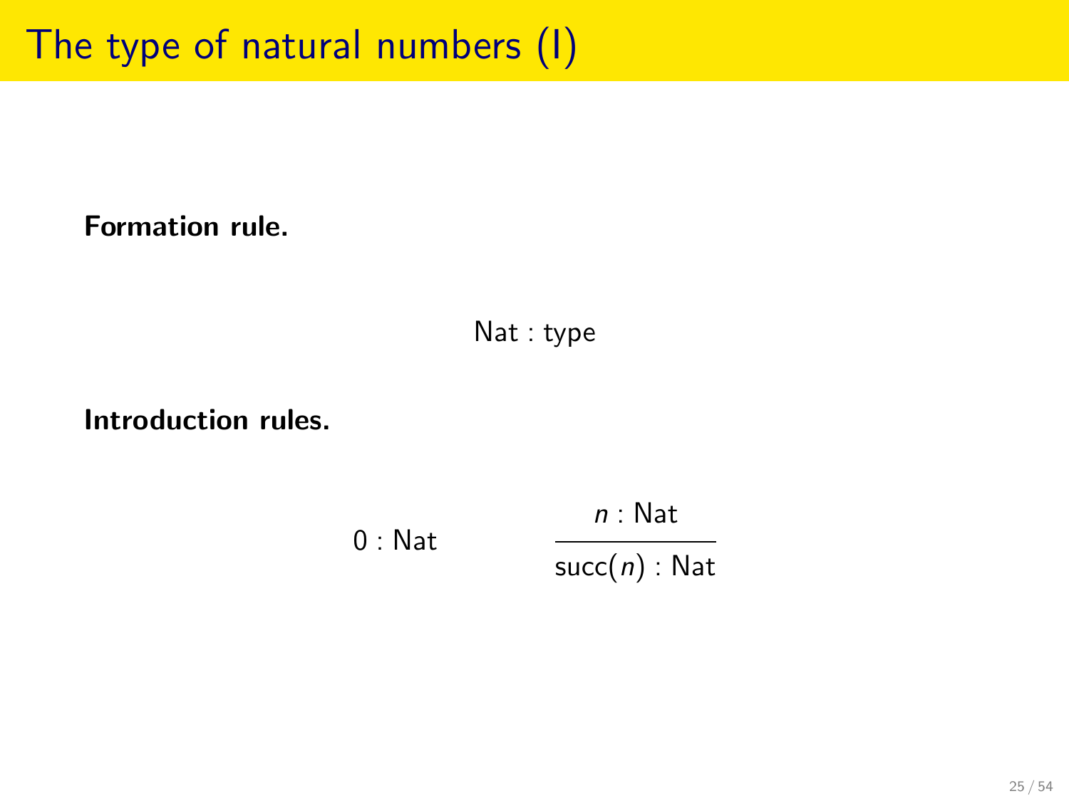# The type of natural numbers (I)

**Formation rule.**

$$\mathsf{Nat} : \mathsf{type}$$

**Introduction rules.**

$$0 : \mathsf{Nat} \qquad\qquad \frac{n : \mathsf{Nat}}{\mathsf{succ}(n) : \mathsf{Nat}}$$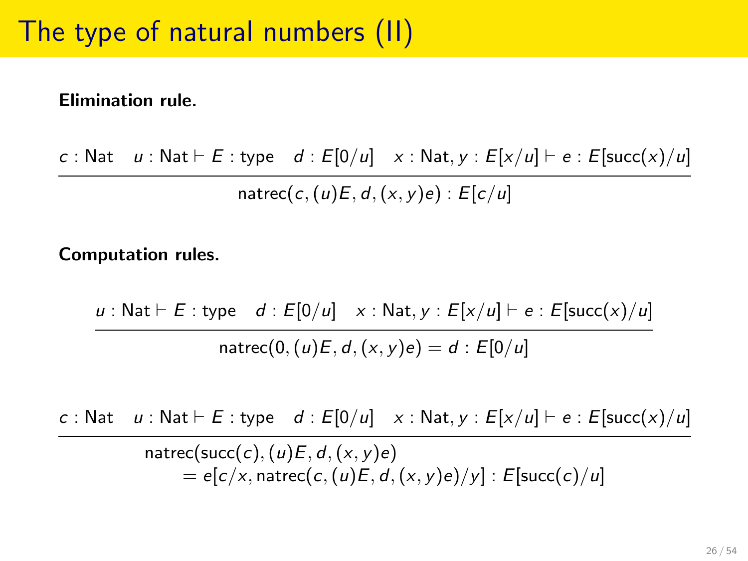# The type of natural numbers (II)

**Elimination rule.**

$$\frac{c : \mathsf{Nat} \quad u : \mathsf{Nat} \vdash E : \mathsf{type} \quad d : E[0/u] \quad x : \mathsf{Nat}, y : E[x/u] \vdash e : E[\mathsf{succ}(x)/u]}{\mathsf{natrec}(c, (u)E, d, (x,y)e) : E[c/u]}$$

**Computation rules.**

$$\frac{u : \mathsf{Nat} \vdash E : \mathsf{type} \quad d : E[0/u] \quad x : \mathsf{Nat}, y : E[x/u] \vdash e : E[\mathsf{succ}(x)/u]}{\mathsf{natrec}(0, (u)E, d, (x,y)e) = d : E[0/u]}$$

$$\frac{c : \mathsf{Nat} \quad u : \mathsf{Nat} \vdash E : \mathsf{type} \quad d : E[0/u] \quad x : \mathsf{Nat}, y : E[x/u] \vdash e : E[\mathsf{succ}(x)/u]}{\begin{array}{l}\mathsf{natrec}(\mathsf{succ}(c), (u)E, d, (x,y)e) \\ \quad = e[c/x, \mathsf{natrec}(c, (u)E, d, (x,y)e)/y] : E[\mathsf{succ}(c)/u]\end{array}}$$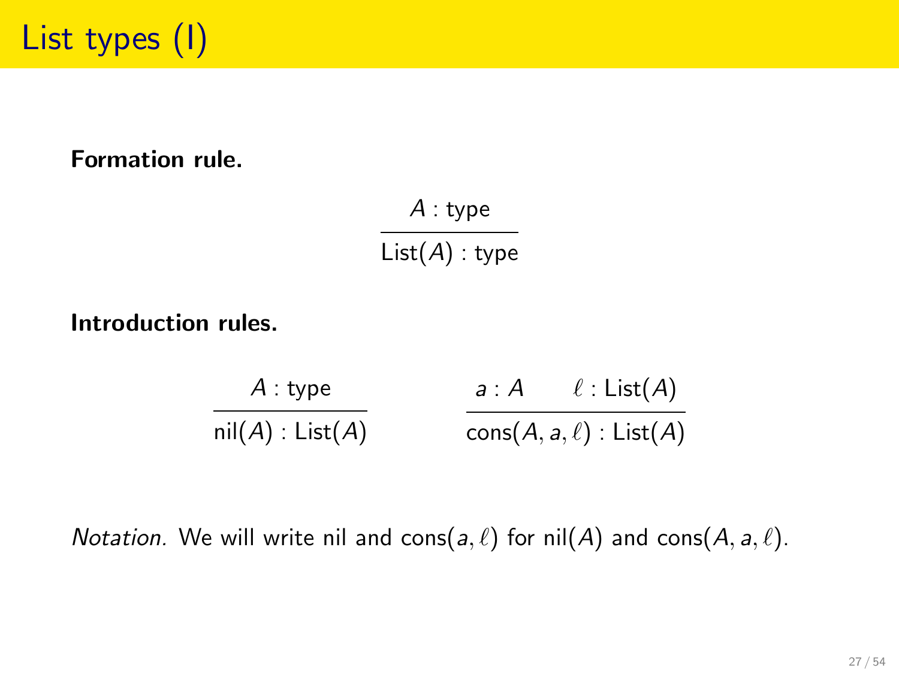# List types (I)

**Formation rule.**

$$\frac{A : \mathsf{type}}{\mathsf{List}(A) : \mathsf{type}}$$

**Introduction rules.**

$$\frac{A : \mathsf{type}}{\mathsf{nil}(A) : \mathsf{List}(A)} \qquad\qquad \frac{a : A \qquad \ell : \mathsf{List}(A)}{\mathsf{cons}(A, a, \ell) : \mathsf{List}(A)}$$

*Notation.* We will write nil and $\mathsf{cons}(a, \ell)$ for $\mathsf{nil}(A)$ and $\mathsf{cons}(A, a, \ell)$.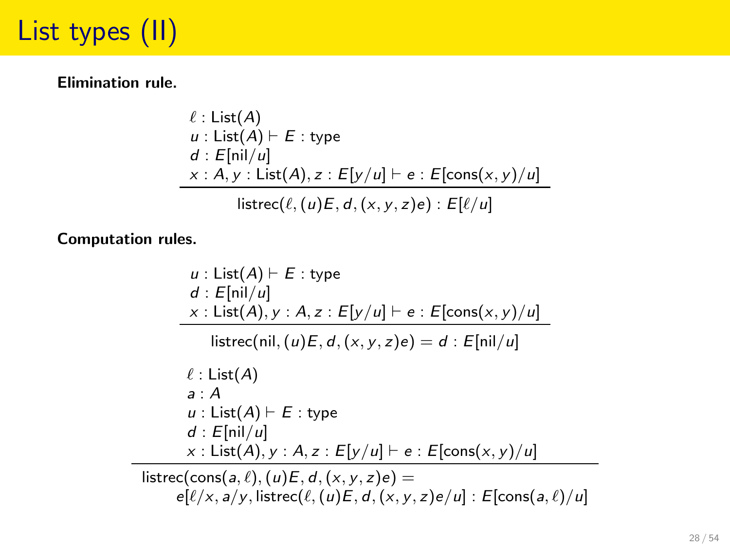# List types (II)

**Elimination rule.**

$$\frac{\begin{array}{l} \ell : \mathsf{List}(A) \\ u : \mathsf{List}(A) \vdash E : \mathsf{type} \\ d : E[\mathsf{nil}/u] \\ x : A, y : \mathsf{List}(A), z : E[y/u] \vdash e : E[\mathsf{cons}(x,y)/u] \end{array}}{\mathsf{listrec}(\ell, (u)E, d, (x,y,z)e) : E[\ell/u]}$$

**Computation rules.**

$$\frac{\begin{array}{l} u : \mathsf{List}(A) \vdash E : \mathsf{type} \\ d : E[\mathsf{nil}/u] \\ x : \mathsf{List}(A), y : A, z : E[y/u] \vdash e : E[\mathsf{cons}(x,y)/u] \end{array}}{\mathsf{listrec}(\mathsf{nil}, (u)E, d, (x,y,z)e) = d : E[\mathsf{nil}/u]}$$

$$\frac{\begin{array}{l} \ell : \mathsf{List}(A) \\ a : A \\ u : \mathsf{List}(A) \vdash E : \mathsf{type} \\ d : E[\mathsf{nil}/u] \\ x : \mathsf{List}(A), y : A, z : E[y/u] \vdash e : E[\mathsf{cons}(x,y)/u] \end{array}}{\begin{array}{l} \mathsf{listrec}(\mathsf{cons}(a,\ell), (u)E, d, (x,y,z)e) = \\ \quad e[\ell/x, a/y, \mathsf{listrec}(\ell, (u)E, d, (x,y,z)e/u] : E[\mathsf{cons}(a,\ell)/u] \end{array}}$$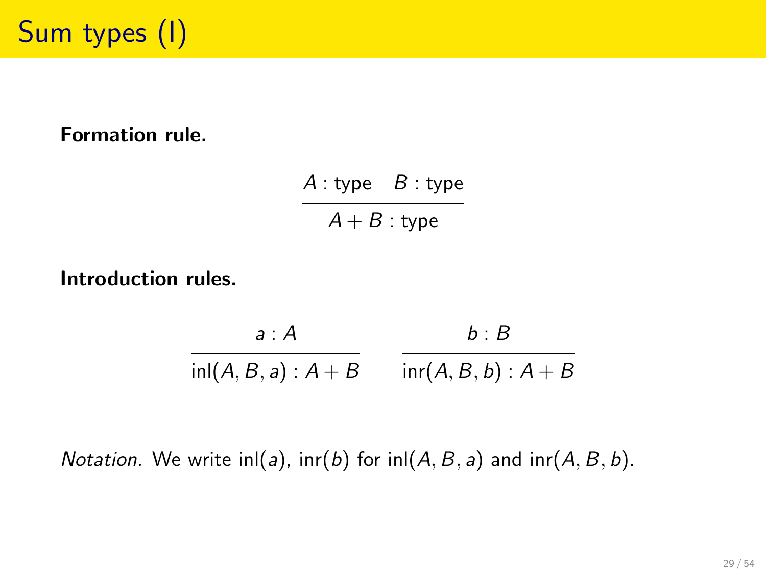# Sum types (I)

**Formation rule.**

$$\frac{A : \text{type} \quad B : \text{type}}{A + B : \text{type}}$$

**Introduction rules.**

$$\frac{a : A}{\mathsf{inl}(A, B, a) : A + B} \qquad \frac{b : B}{\mathsf{inr}(A, B, b) : A + B}$$

*Notation.* We write $\mathsf{inl}(a)$, $\mathsf{inr}(b)$ for $\mathsf{inl}(A, B, a)$ and $\mathsf{inr}(A, B, b)$.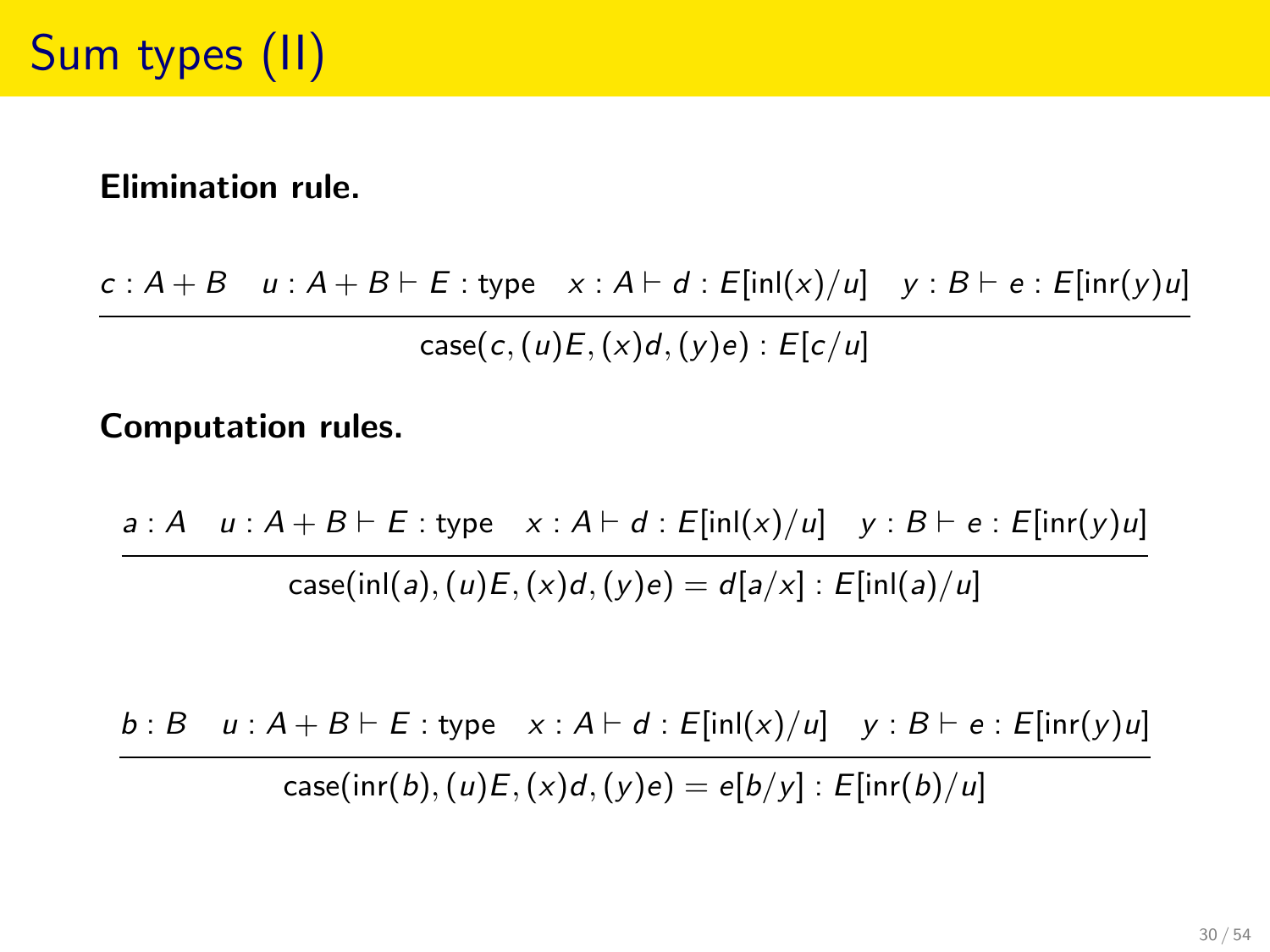# Sum types (II)

**Elimination rule.**

$$\frac{c : A + B \quad u : A + B \vdash E : \text{type} \quad x : A \vdash d : E[\mathsf{inl}(x)/u] \quad y : B \vdash e : E[\mathsf{inr}(y)u]}{\mathsf{case}(c, (u)E, (x)d, (y)e) : E[c/u]}$$

**Computation rules.**

$$\frac{a : A \quad u : A + B \vdash E : \text{type} \quad x : A \vdash d : E[\mathsf{inl}(x)/u] \quad y : B \vdash e : E[\mathsf{inr}(y)u]}{\mathsf{case}(\mathsf{inl}(a), (u)E, (x)d, (y)e) = d[a/x] : E[\mathsf{inl}(a)/u]}$$

$$\frac{b : B \quad u : A + B \vdash E : \text{type} \quad x : A \vdash d : E[\mathsf{inl}(x)/u] \quad y : B \vdash e : E[\mathsf{inr}(y)u]}{\mathsf{case}(\mathsf{inr}(b), (u)E, (x)d, (y)e) = e[b/y] : E[\mathsf{inr}(b)/u]}$$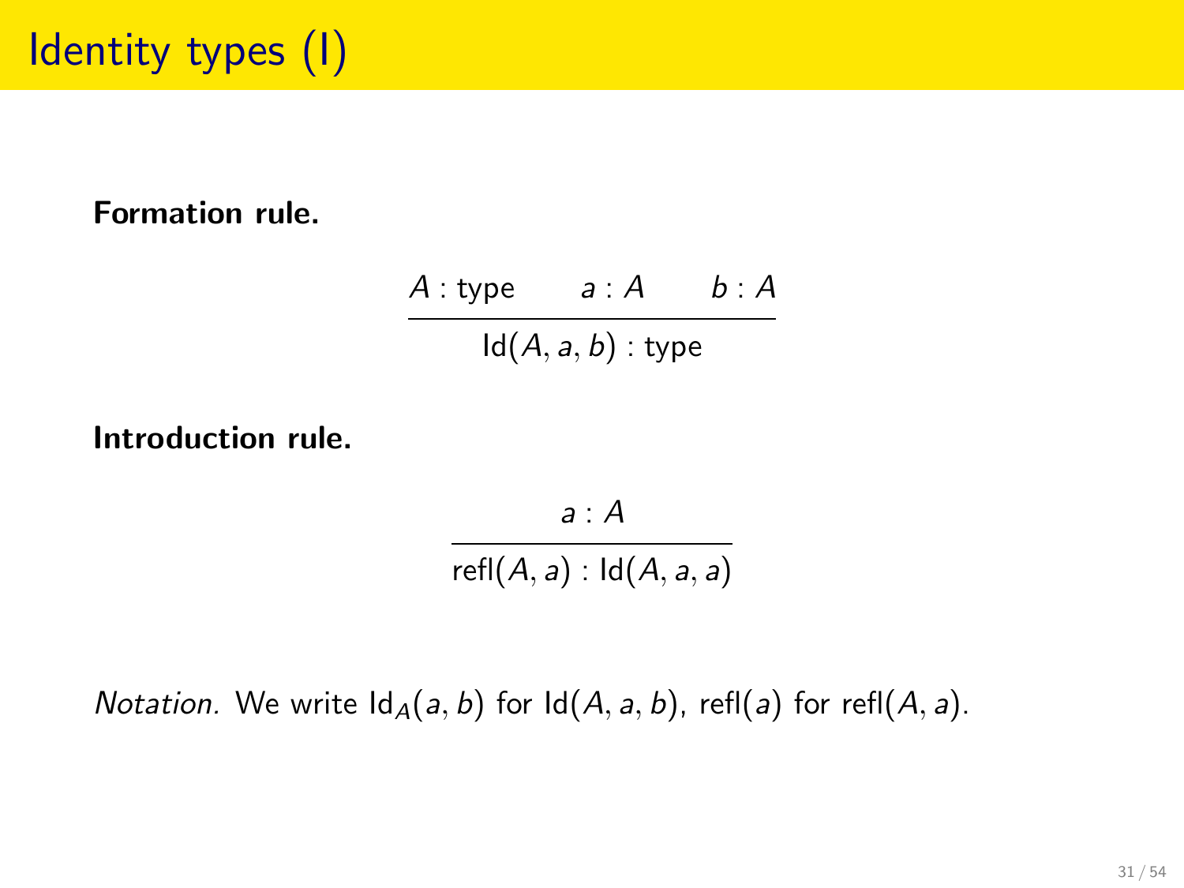# Identity types (I)

**Formation rule.**

$$\frac{A : \mathsf{type} \qquad a : A \qquad b : A}{\mathsf{Id}(A, a, b) : \mathsf{type}}$$

**Introduction rule.**

$$\frac{a : A}{\mathsf{refl}(A, a) : \mathsf{Id}(A, a, a)}$$

*Notation.* We write $\mathsf{Id}_A(a, b)$ for $\mathsf{Id}(A, a, b)$, $\mathsf{refl}(a)$ for $\mathsf{refl}(A, a)$.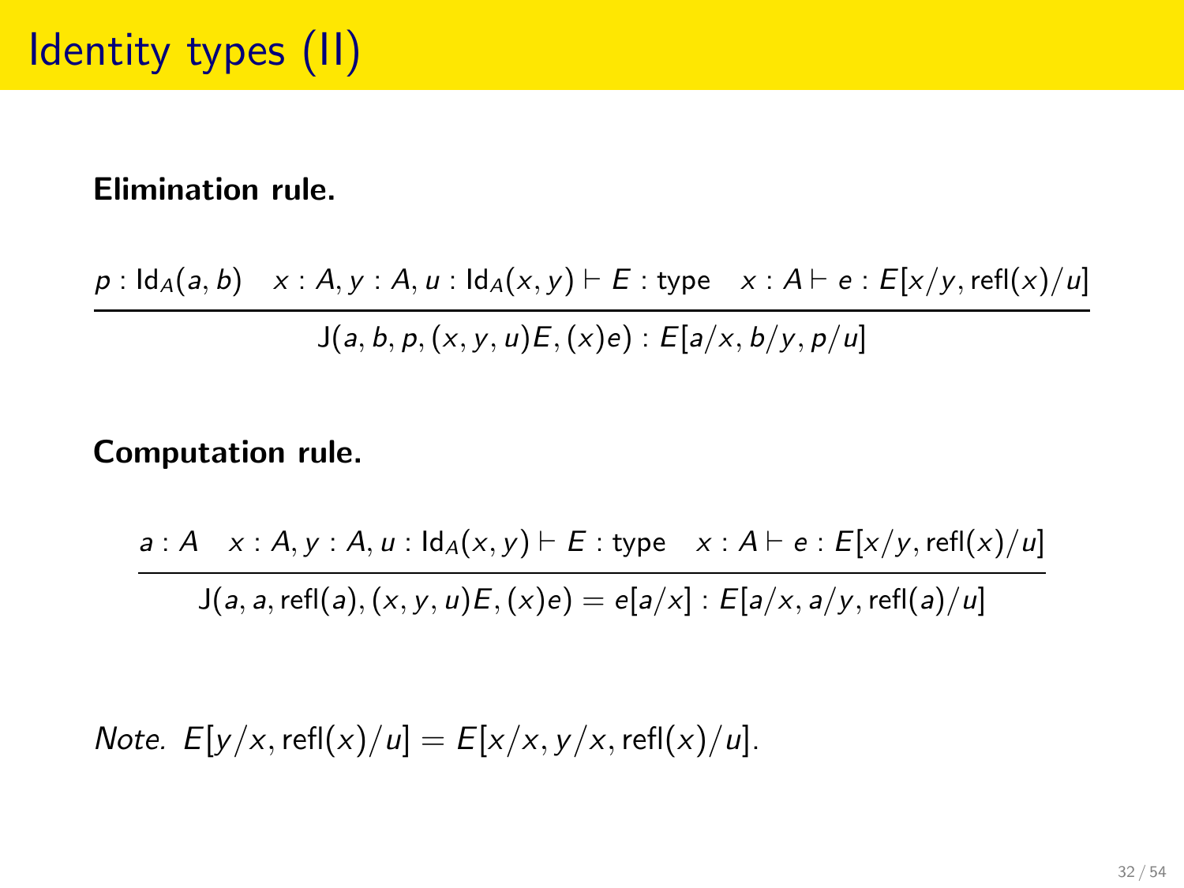# Identity types (II)

**Elimination rule.**

$$\frac{p : \mathsf{Id}_A(a, b) \quad x : A, y : A, u : \mathsf{Id}_A(x, y) \vdash E : \mathsf{type} \quad x : A \vdash e : E[x/y, \mathsf{refl}(x)/u]}{\mathsf{J}(a, b, p, (x, y, u)E, (x)e) : E[a/x, b/y, p/u]}$$

**Computation rule.**

$$\frac{a : A \quad x : A, y : A, u : \mathsf{Id}_A(x, y) \vdash E : \mathsf{type} \quad x : A \vdash e : E[x/y, \mathsf{refl}(x)/u]}{\mathsf{J}(a, a, \mathsf{refl}(a), (x, y, u)E, (x)e) = e[a/x] : E[a/x, a/y, \mathsf{refl}(a)/u]}$$

*Note.* $E[y/x, \mathsf{refl}(x)/u] = E[x/x, y/x, \mathsf{refl}(x)/u]$.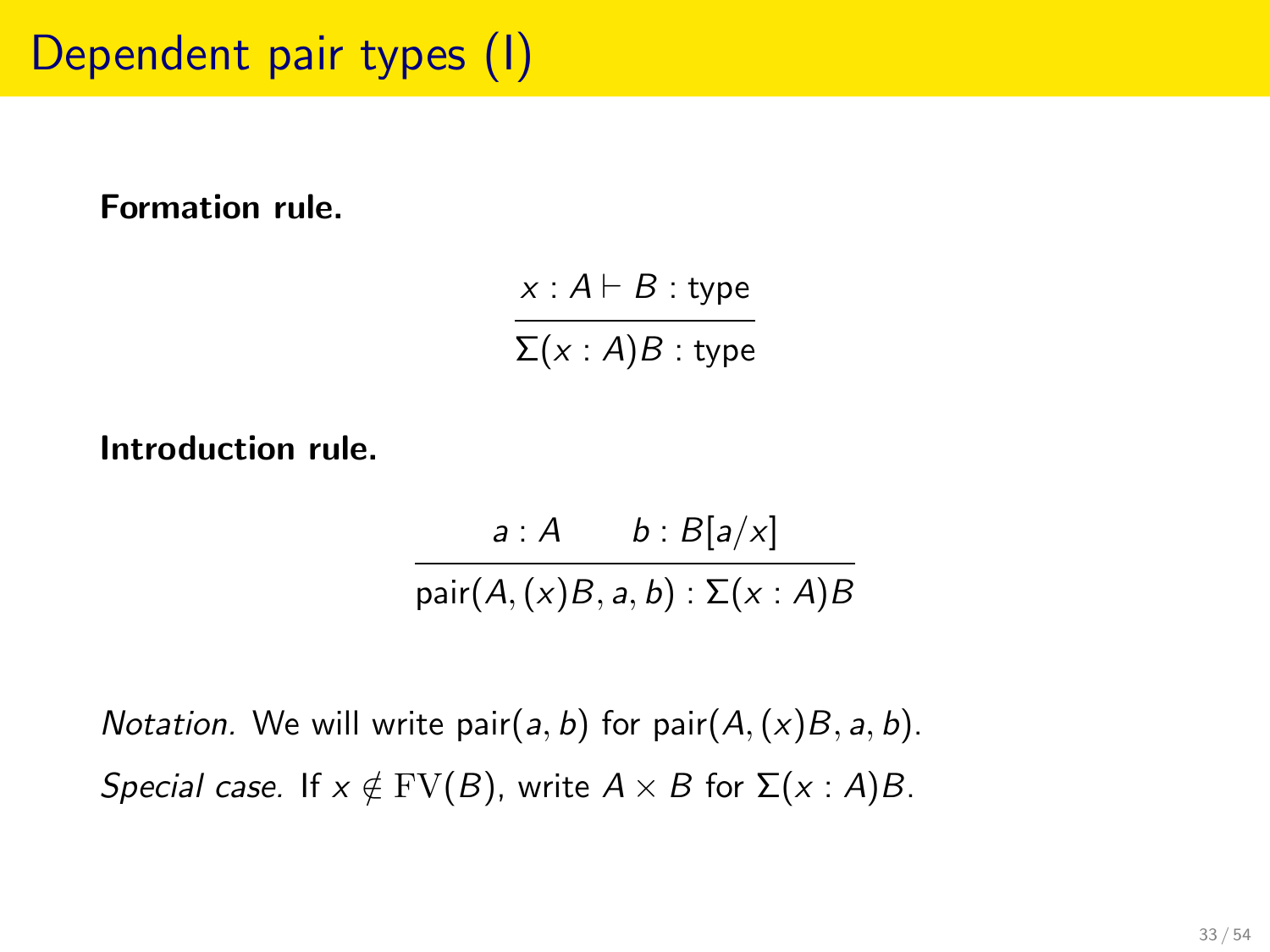# Dependent pair types (I)

**Formation rule.**

$$\frac{x : A \vdash B : \mathsf{type}}{\Sigma(x : A)B : \mathsf{type}}$$

**Introduction rule.**

$$\frac{a : A \qquad b : B[a/x]}{\mathsf{pair}(A, (x)B, a, b) : \Sigma(x : A)B}$$

*Notation.* We will write $\mathsf{pair}(a, b)$ for $\mathsf{pair}(A, (x)B, a, b)$.

*Special case.* If $x \notin \mathrm{FV}(B)$, write $A \times B$ for $\Sigma(x : A)B$.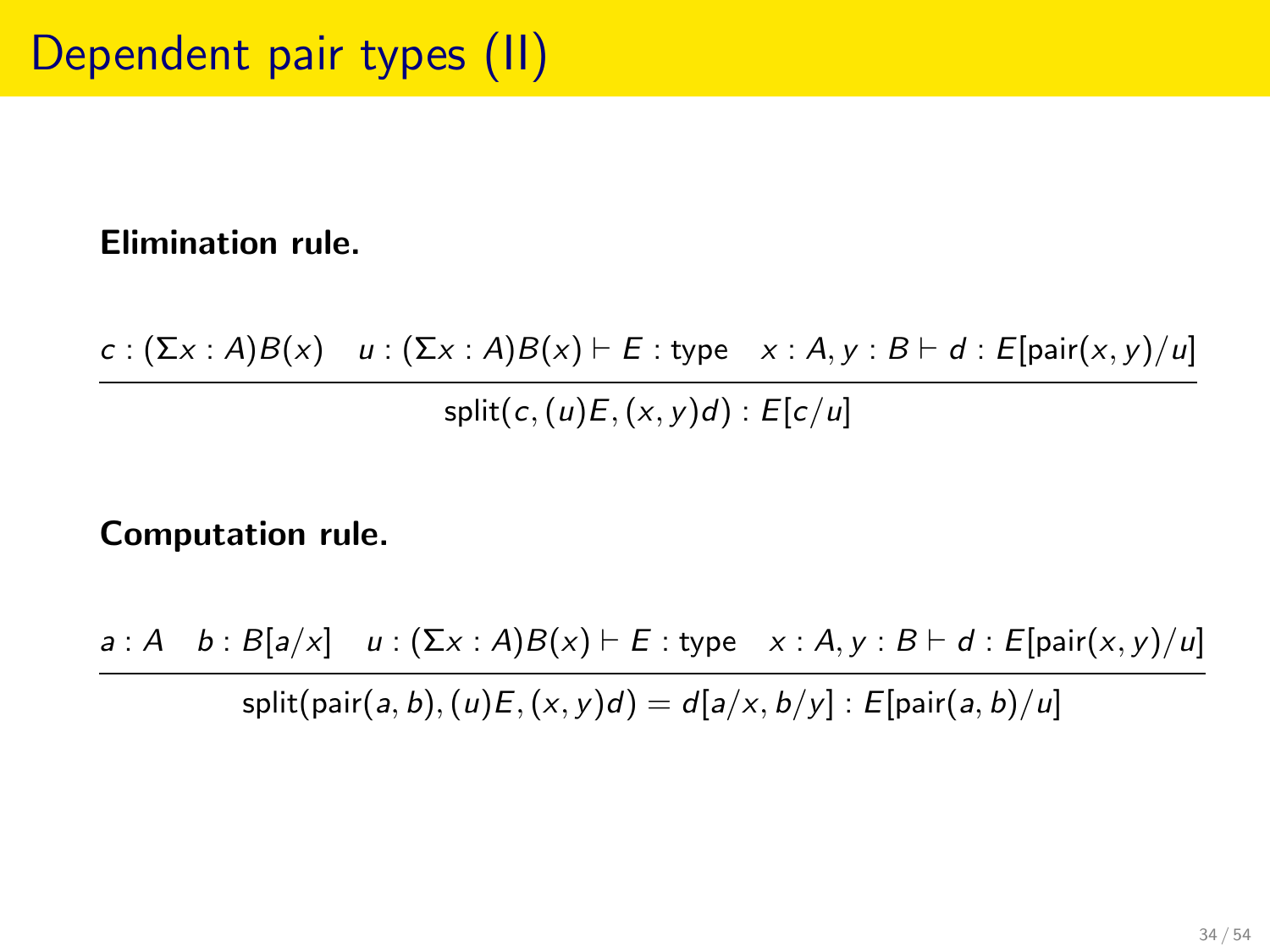# Dependent pair types (II)

**Elimination rule.**

$$\frac{c : (\Sigma x : A)B(x) \quad u : (\Sigma x : A)B(x) \vdash E : \text{type} \quad x : A, y : B \vdash d : E[\text{pair}(x,y)/u]}{\text{split}(c, (u)E, (x,y)d) : E[c/u]}$$

**Computation rule.**

$$\frac{a : A \quad b : B[a/x] \quad u : (\Sigma x : A)B(x) \vdash E : \text{type} \quad x : A, y : B \vdash d : E[\text{pair}(x,y)/u]}{\text{split}(\text{pair}(a,b), (u)E, (x,y)d) = d[a/x, b/y] : E[\text{pair}(a,b)/u]}$$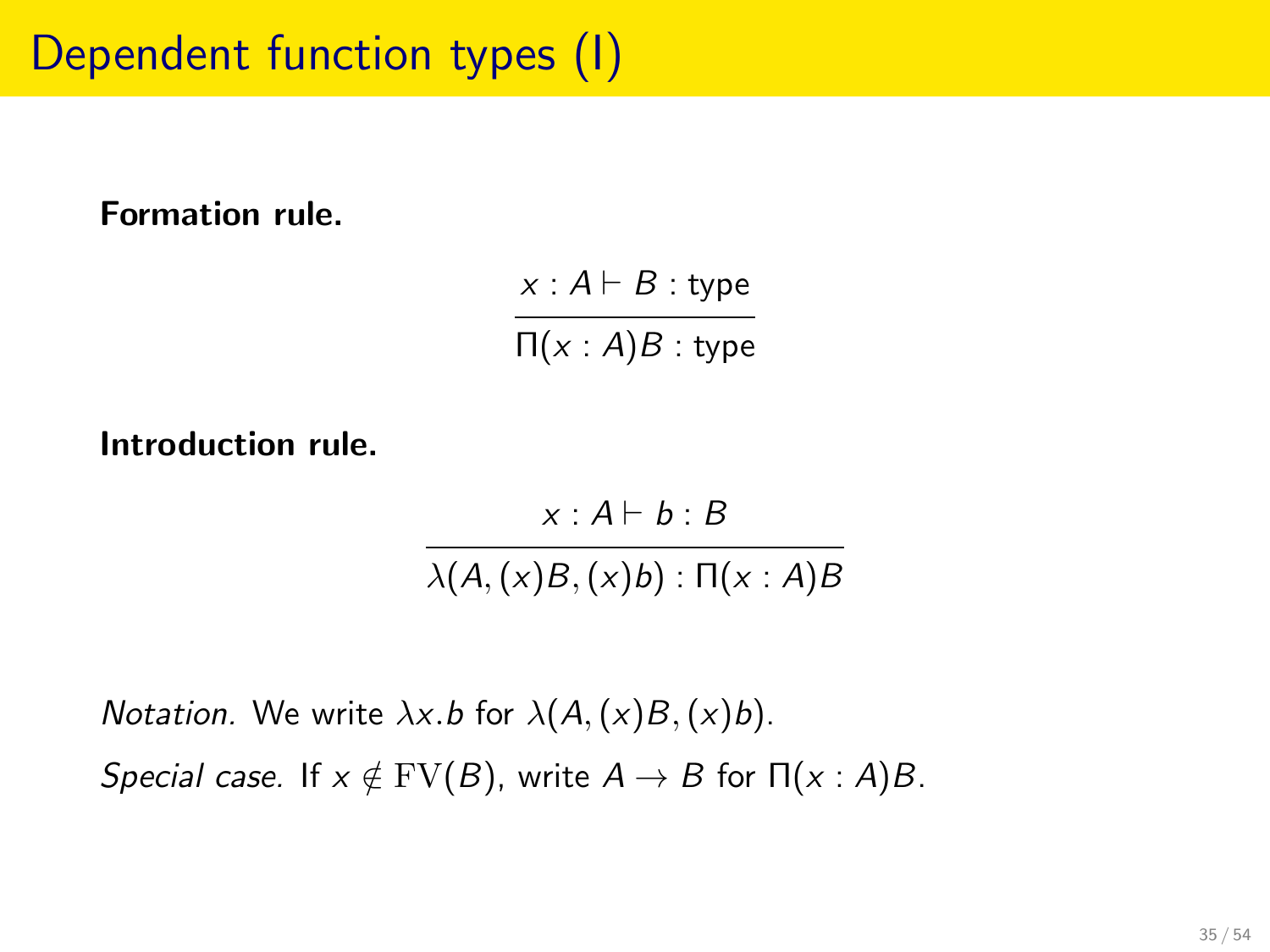# Dependent function types (I)

**Formation rule.**

$$\frac{x : A \vdash B : \mathsf{type}}{\Pi(x : A)B : \mathsf{type}}$$

**Introduction rule.**

$$\frac{x : A \vdash b : B}{\lambda(A, (x)B, (x)b) : \Pi(x : A)B}$$

*Notation.* We write $\lambda x.b$ for $\lambda(A, (x)B, (x)b)$.

*Special case.* If $x \notin \mathrm{FV}(B)$, write $A \to B$ for $\Pi(x : A)B$.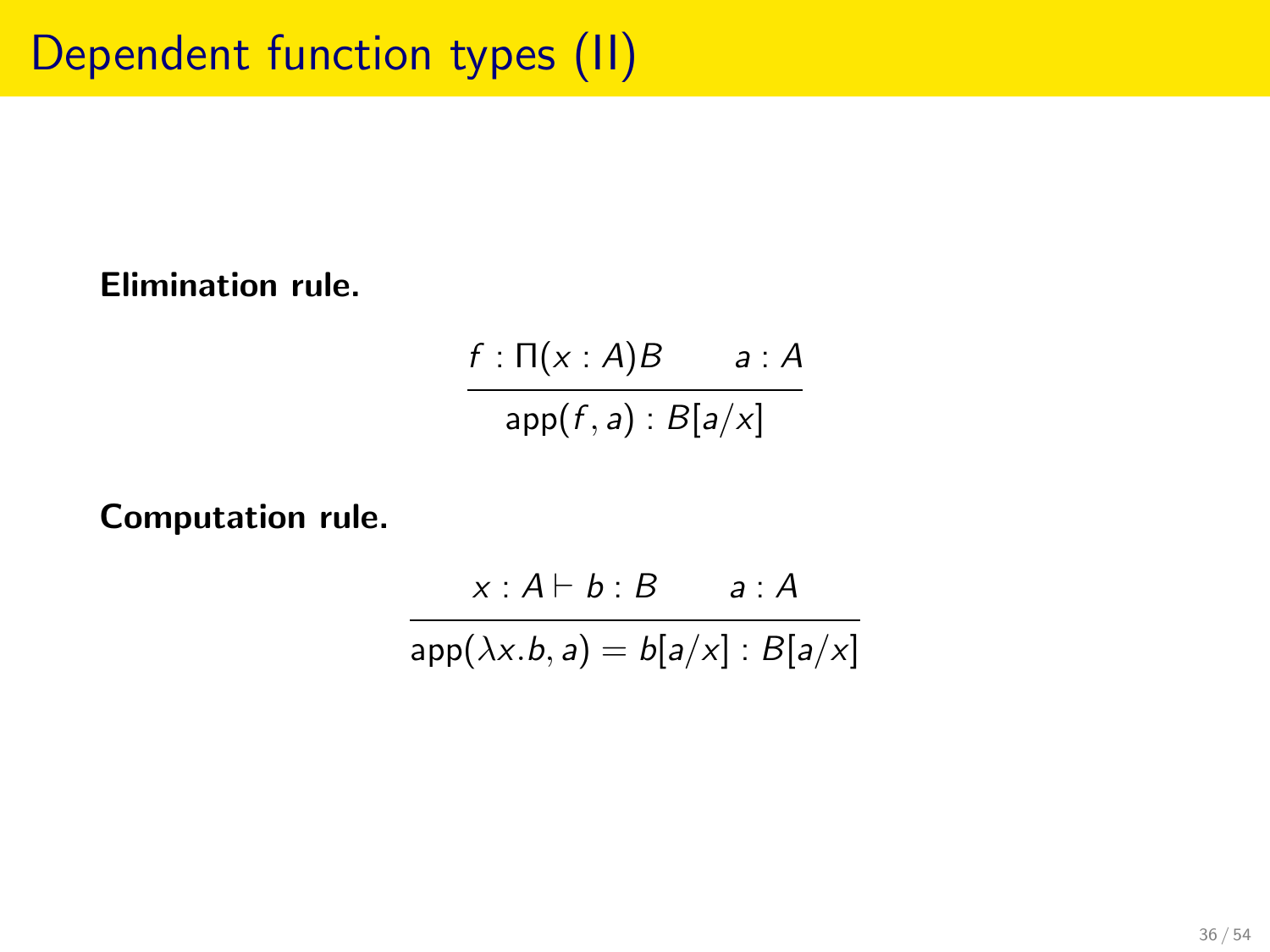# Dependent function types (II)

**Elimination rule.**

$$\frac{f : \Pi(x : A)B \qquad a : A}{\mathsf{app}(f, a) : B[a/x]}$$

**Computation rule.**

$$\frac{x : A \vdash b : B \qquad a : A}{\mathsf{app}(\lambda x.b, a) = b[a/x] : B[a/x]}$$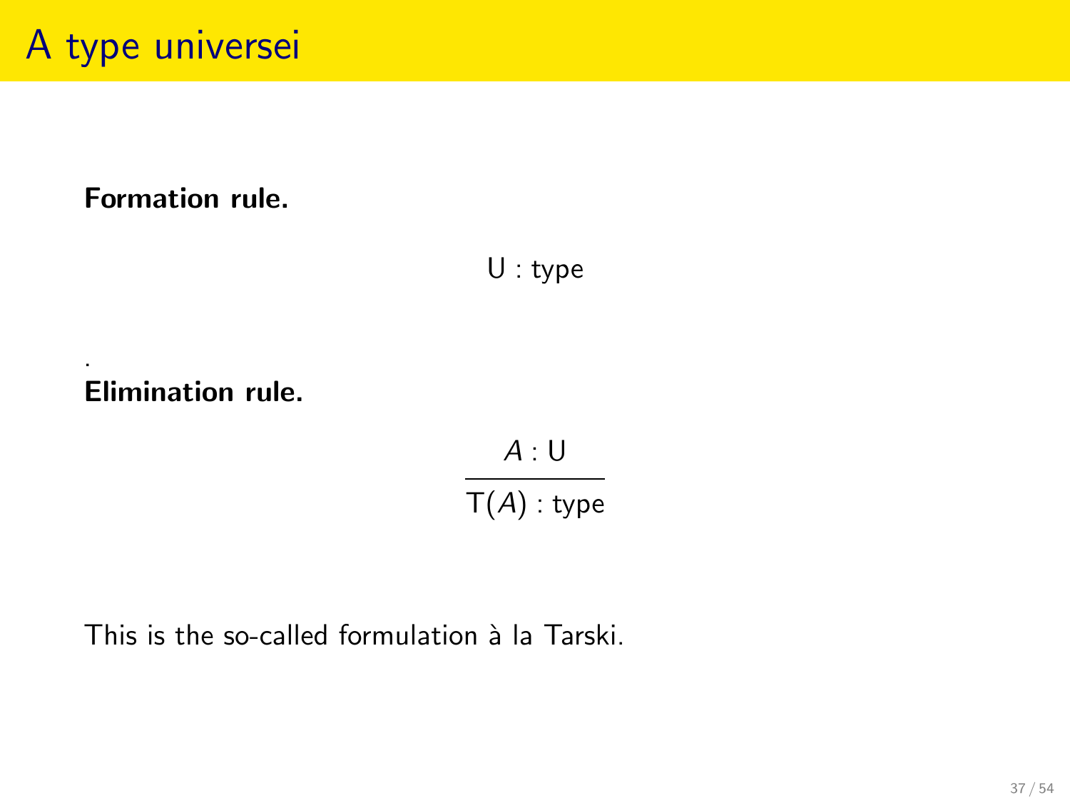# A type universei

**Formation rule.**

$$\mathsf{U} : \mathsf{type}$$

.

**Elimination rule.**

$$\frac{A : \mathsf{U}}{\mathsf{T}(A) : \mathsf{type}}$$

This is the so-called formulation à la Tarski.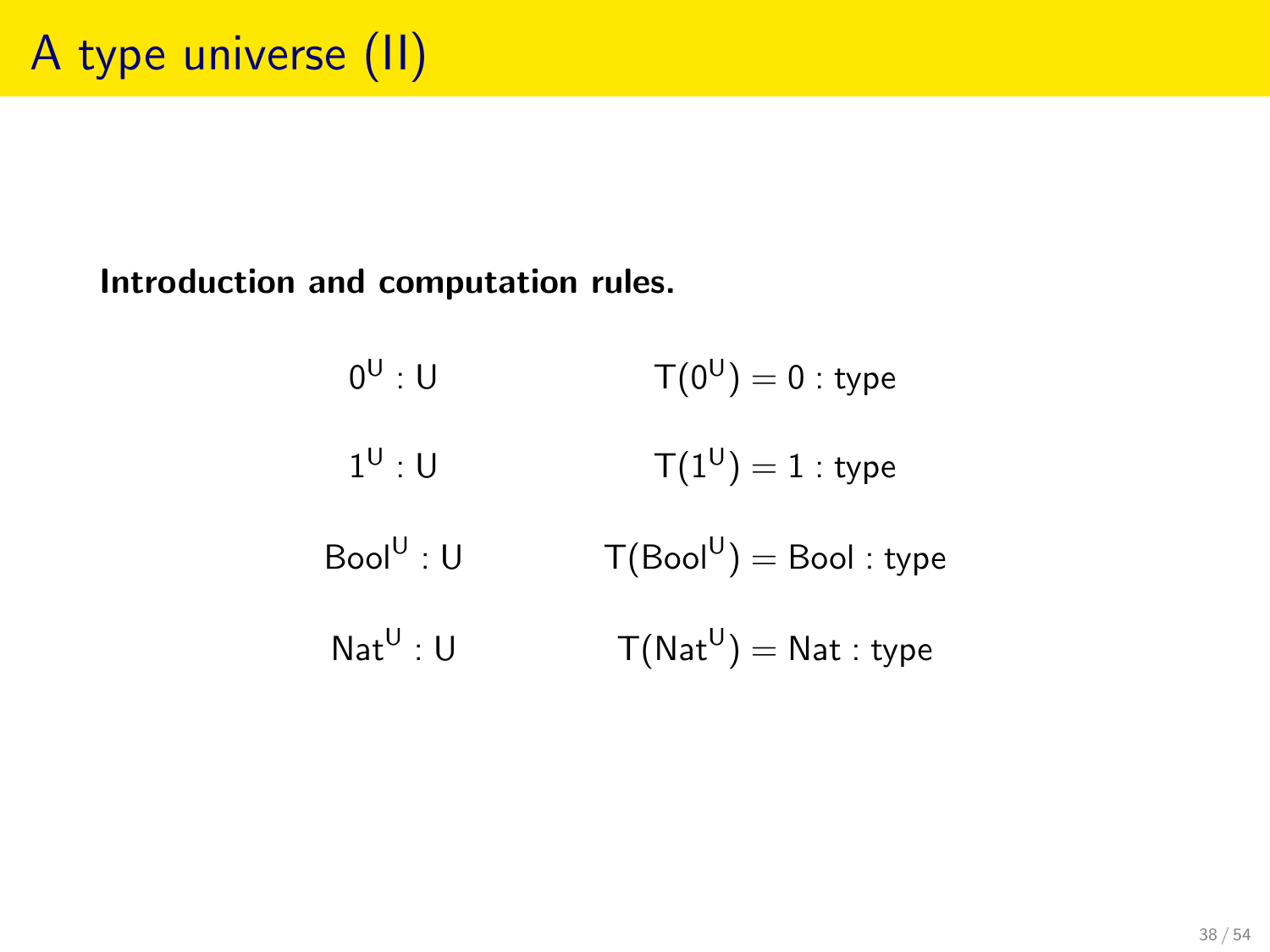# A type universe (II)

**Introduction and computation rules.**

$$0^{\mathsf{U}} : \mathsf{U} \qquad\qquad \mathsf{T}(0^{\mathsf{U}}) = 0 : \mathsf{type}$$

$$1^{\mathsf{U}} : \mathsf{U} \qquad\qquad \mathsf{T}(1^{\mathsf{U}}) = 1 : \mathsf{type}$$

$$\mathsf{Bool}^{\mathsf{U}} : \mathsf{U} \qquad\qquad \mathsf{T}(\mathsf{Bool}^{\mathsf{U}}) = \mathsf{Bool} : \mathsf{type}$$

$$\mathsf{Nat}^{\mathsf{U}} : \mathsf{U} \qquad\qquad \mathsf{T}(\mathsf{Nat}^{\mathsf{U}}) = \mathsf{Nat} : \mathsf{type}$$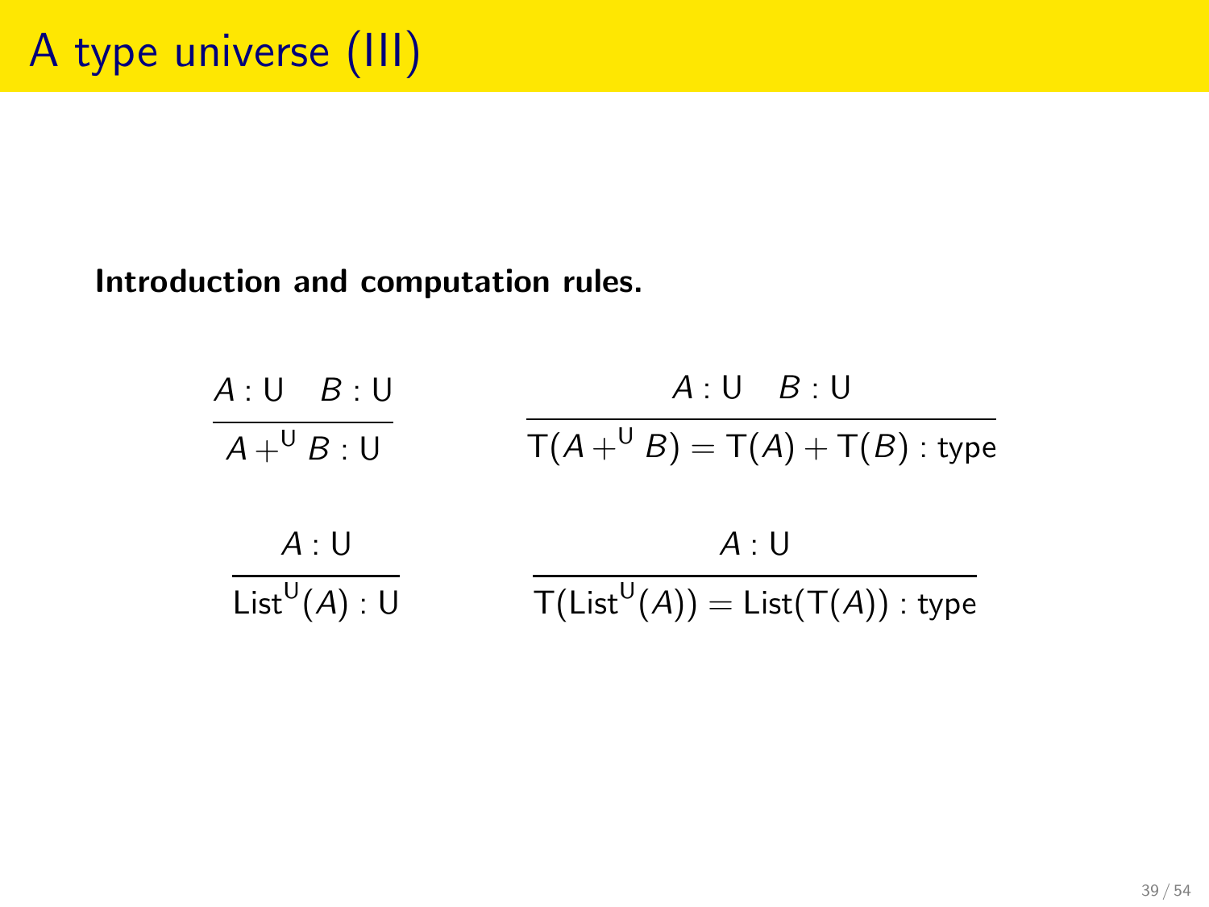# A type universe (III)

**Introduction and computation rules.**

$$\frac{A : \mathsf{U} \quad B : \mathsf{U}}{A +^{\mathsf{U}} B : \mathsf{U}} \qquad \frac{A : \mathsf{U} \quad B : \mathsf{U}}{\mathsf{T}(A +^{\mathsf{U}} B) = \mathsf{T}(A) + \mathsf{T}(B) : \mathsf{type}}$$

$$\frac{A : \mathsf{U}}{\mathsf{List}^{\mathsf{U}}(A) : \mathsf{U}} \qquad \frac{A : \mathsf{U}}{\mathsf{T}(\mathsf{List}^{\mathsf{U}}(A)) = \mathsf{List}(\mathsf{T}(A)) : \mathsf{type}}$$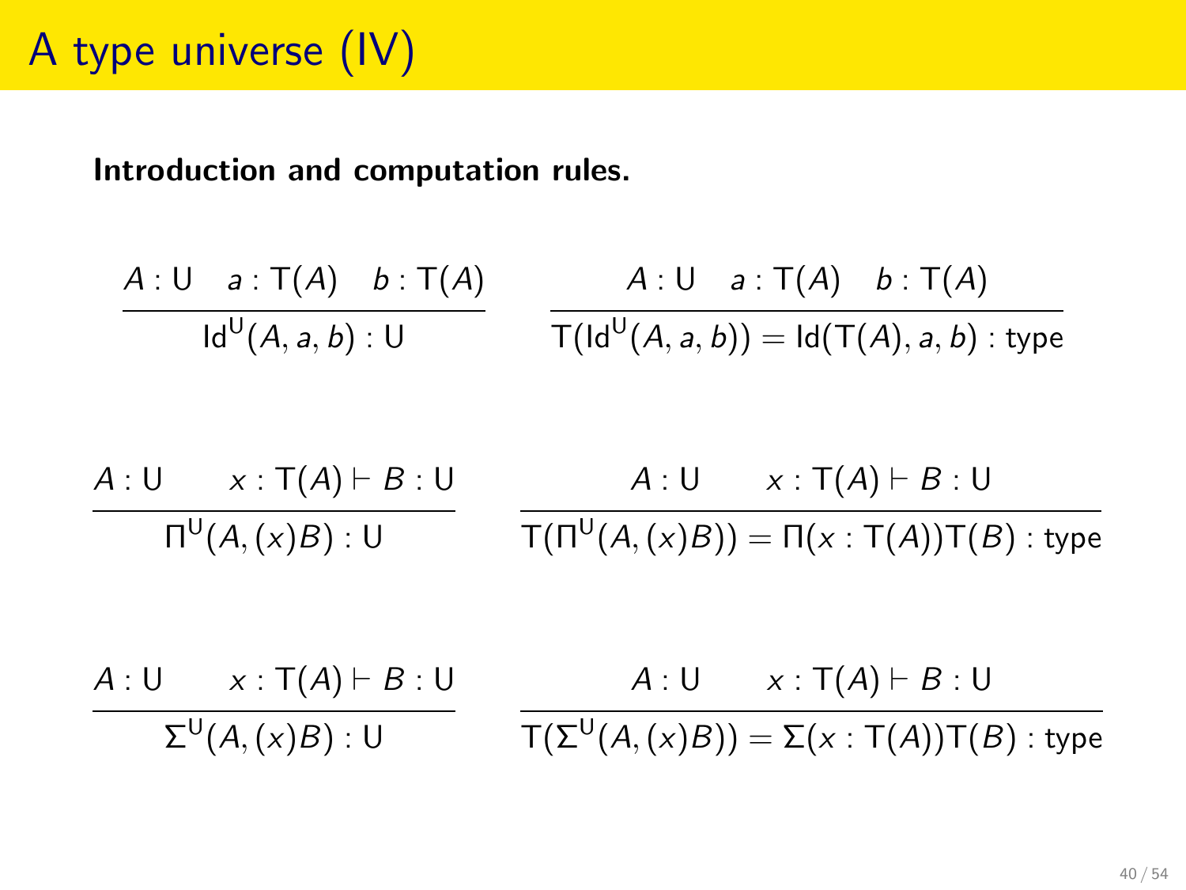# A type universe (IV)

**Introduction and computation rules.**

$$\frac{A : \mathsf{U} \quad a : \mathsf{T}(A) \quad b : \mathsf{T}(A)}{\mathsf{Id}^{\mathsf{U}}(A, a, b) : \mathsf{U}} \qquad \frac{A : \mathsf{U} \quad a : \mathsf{T}(A) \quad b : \mathsf{T}(A)}{\mathsf{T}(\mathsf{Id}^{\mathsf{U}}(A, a, b)) = \mathsf{Id}(\mathsf{T}(A), a, b) : \mathsf{type}}$$

$$\frac{A : \mathsf{U} \qquad x : \mathsf{T}(A) \vdash B : \mathsf{U}}{\Pi^{\mathsf{U}}(A, (x)B) : \mathsf{U}} \qquad \frac{A : \mathsf{U} \qquad x : \mathsf{T}(A) \vdash B : \mathsf{U}}{\mathsf{T}(\Pi^{\mathsf{U}}(A, (x)B)) = \Pi(x : \mathsf{T}(A))\mathsf{T}(B) : \mathsf{type}}$$

$$\frac{A : \mathsf{U} \qquad x : \mathsf{T}(A) \vdash B : \mathsf{U}}{\Sigma^{\mathsf{U}}(A, (x)B) : \mathsf{U}} \qquad \frac{A : \mathsf{U} \qquad x : \mathsf{T}(A) \vdash B : \mathsf{U}}{\mathsf{T}(\Sigma^{\mathsf{U}}(A, (x)B)) = \Sigma(x : \mathsf{T}(A))\mathsf{T}(B) : \mathsf{type}}$$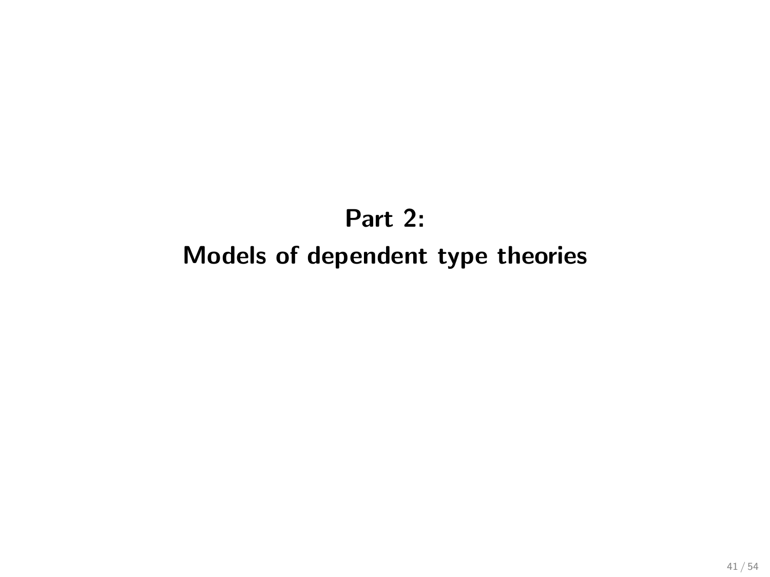# Part 2:
# Models of dependent type theories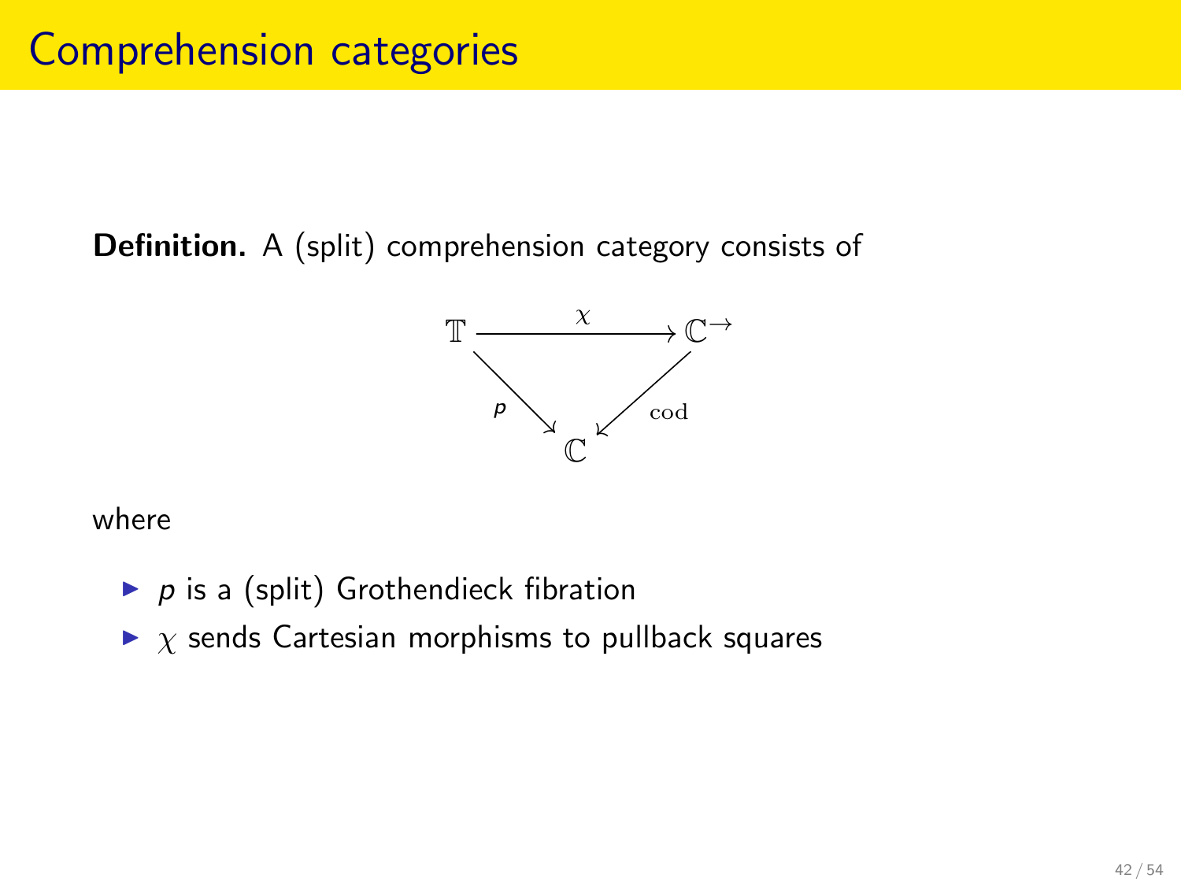# Comprehension categories

**Definition.** A (split) comprehension category consists of

$$
\begin{array}{ccc}
\mathbb{T} & \xrightarrow{\chi} & \mathbb{C}^{\to} \\
& {}_{p}\searrow \quad \swarrow_{\mathrm{cod}} & \\
& \mathbb{C} &
\end{array}
$$

where

- $p$ is a (split) Grothendieck fibration
- $\chi$ sends Cartesian morphisms to pullback squares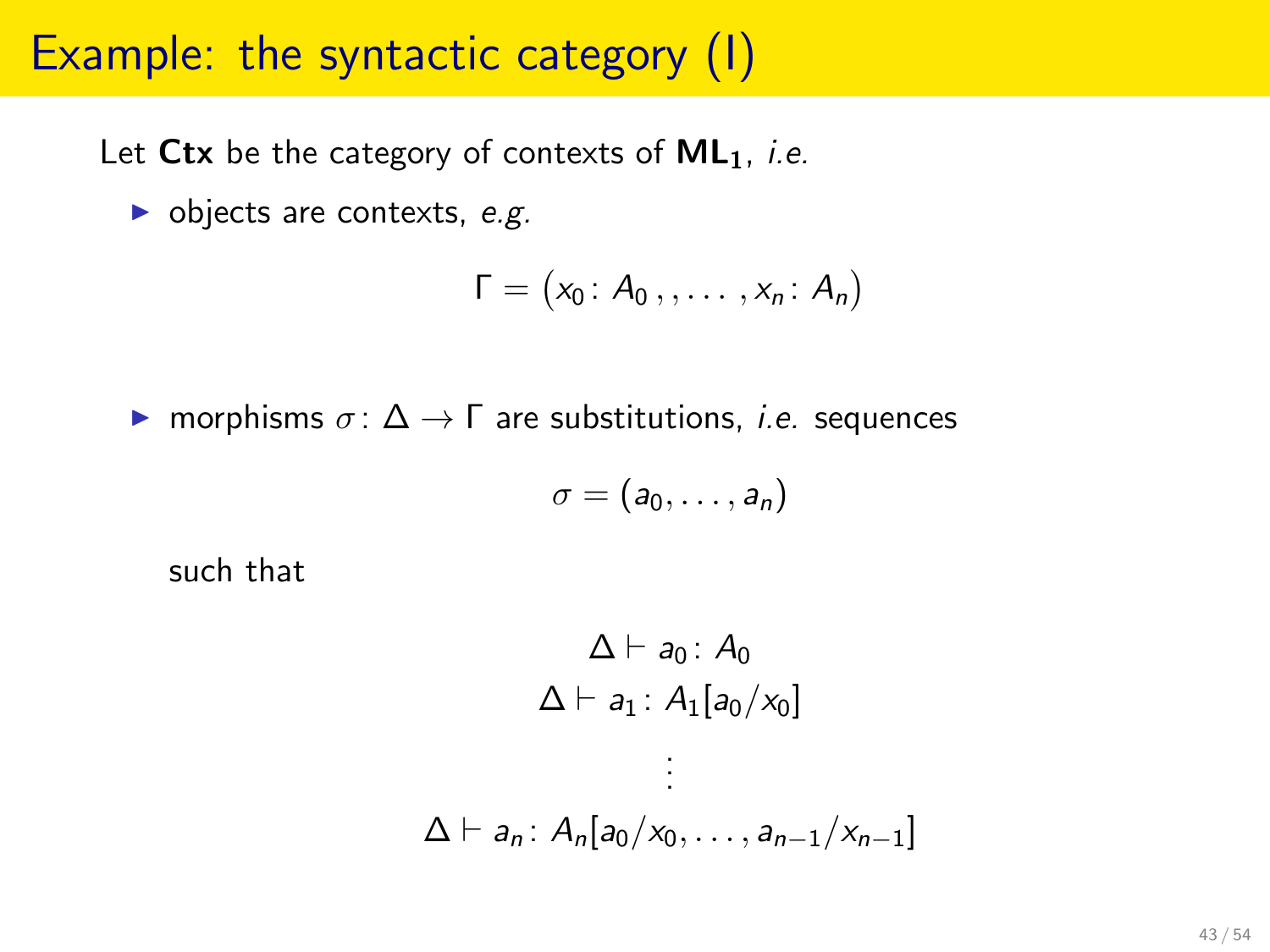# Example: the syntactic category (I)

Let **Ctx** be the category of contexts of $\mathbf{ML_1}$, *i.e.*

- objects are contexts, *e.g.*

$$\Gamma = \big(x_0 \colon A_0\,,, \ldots\,, x_n \colon A_n\big)$$

- morphisms $\sigma \colon \Delta \to \Gamma$ are substitutions, *i.e.* sequences

$$\sigma = (a_0, \ldots, a_n)$$

  such that

$$\begin{gathered}
\Delta \vdash a_0 \colon A_0 \\
\Delta \vdash a_1 \colon A_1[a_0/x_0] \\
\vdots \\
\Delta \vdash a_n \colon A_n[a_0/x_0, \ldots, a_{n-1}/x_{n-1}]
\end{gathered}$$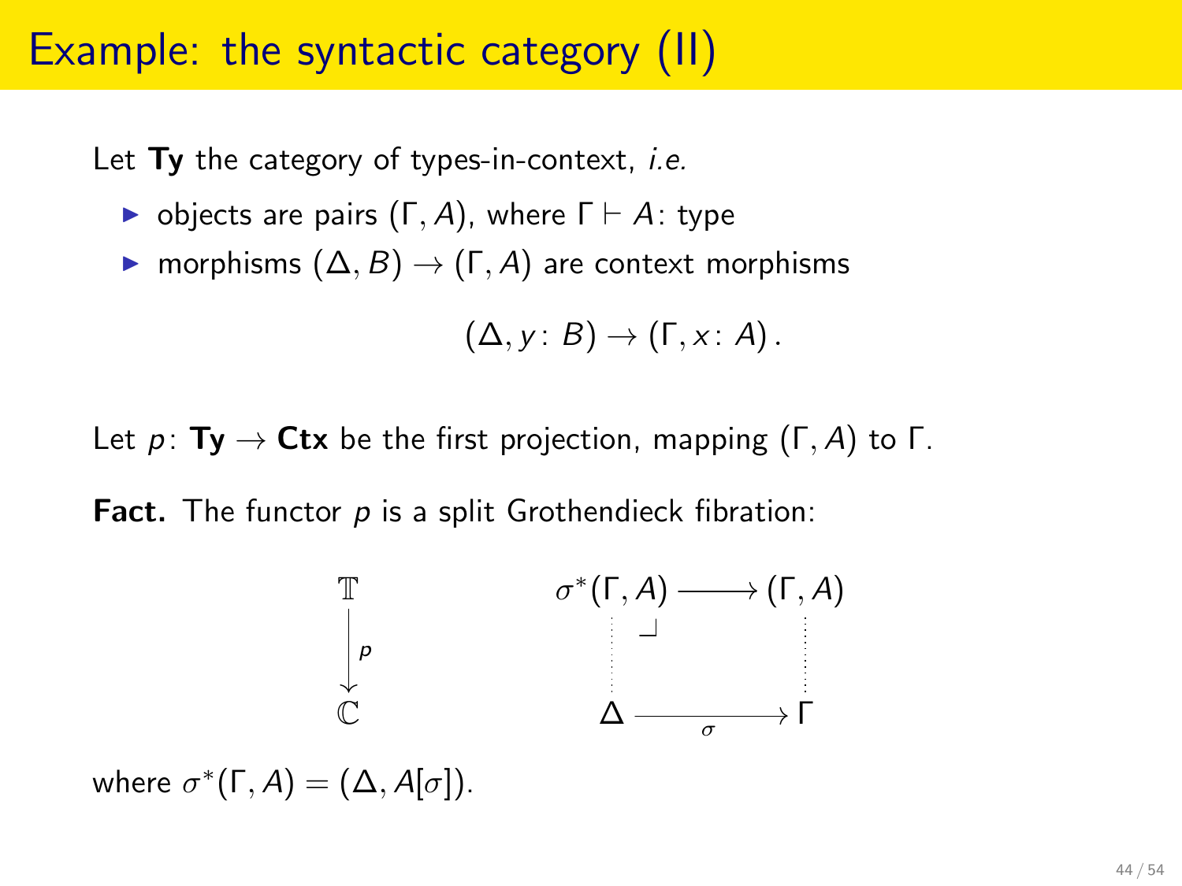# Example: the syntactic category (II)

Let **Ty** the category of types-in-context, *i.e.*

- objects are pairs $(\Gamma, A)$, where $\Gamma \vdash A\colon \text{type}$
- morphisms $(\Delta, B) \to (\Gamma, A)$ are context morphisms

$$(\Delta, y\colon B) \to (\Gamma, x\colon A)\,.$$

Let $p\colon \mathbf{Ty} \to \mathbf{Ctx}$ be the first projection, mapping $(\Gamma, A)$ to $\Gamma$.

**Fact.** The functor $p$ is a split Grothendieck fibration:

$$\begin{array}{c} \mathbb{T} \\ \big\downarrow p \\ \mathbb{C} \end{array} \qquad\qquad \begin{array}{ccc} \sigma^*(\Gamma, A) & \longrightarrow & (\Gamma, A) \\ \vdots & \lrcorner & \vdots \\ \Delta & \xrightarrow[\sigma]{} & \Gamma \end{array}$$

where $\sigma^*(\Gamma, A) = (\Delta, A[\sigma])$.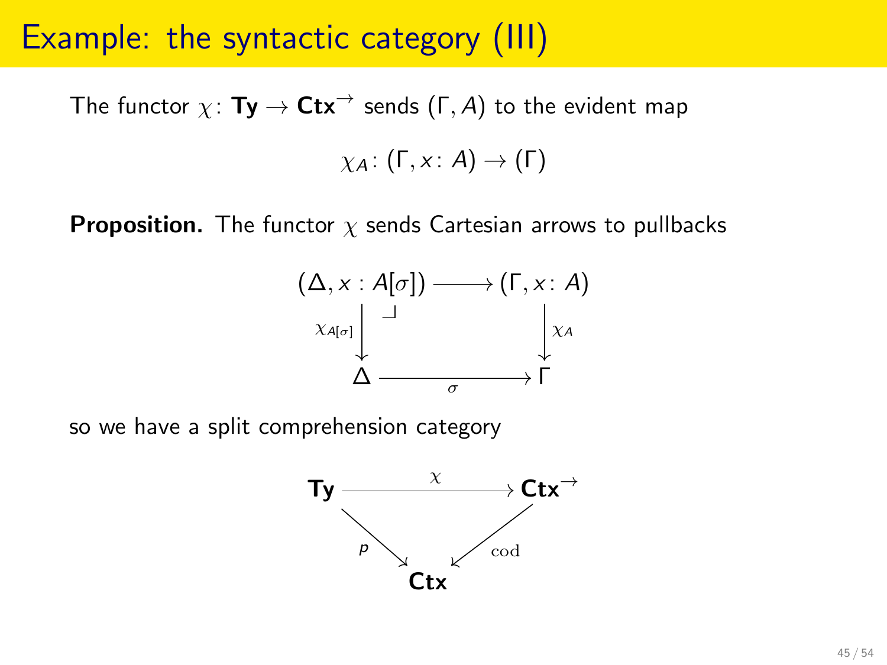# Example: the syntactic category (III)

The functor $\chi \colon \mathbf{Ty} \to \mathbf{Ctx}^{\to}$ sends $(\Gamma, A)$ to the evident map

$$\chi_A \colon (\Gamma, x \colon A) \to (\Gamma)$$

**Proposition.** The functor $\chi$ sends Cartesian arrows to pullbacks

$$\begin{array}{ccc} (\Delta, x : A[\sigma]) & \longrightarrow & (\Gamma, x \colon A) \\ {\scriptstyle \chi_{A[\sigma]}} \downarrow & \lrcorner & \downarrow {\scriptstyle \chi_A} \\ \Delta & \xrightarrow[\sigma]{} & \Gamma \end{array}$$

so we have a split comprehension category

$$\begin{array}{ccc} \mathbf{Ty} & \xrightarrow{\chi} & \mathbf{Ctx}^{\to} \\ & {\scriptstyle p} \searrow \quad \swarrow {\scriptstyle \mathrm{cod}} & \\ & \mathbf{Ctx} & \end{array}$$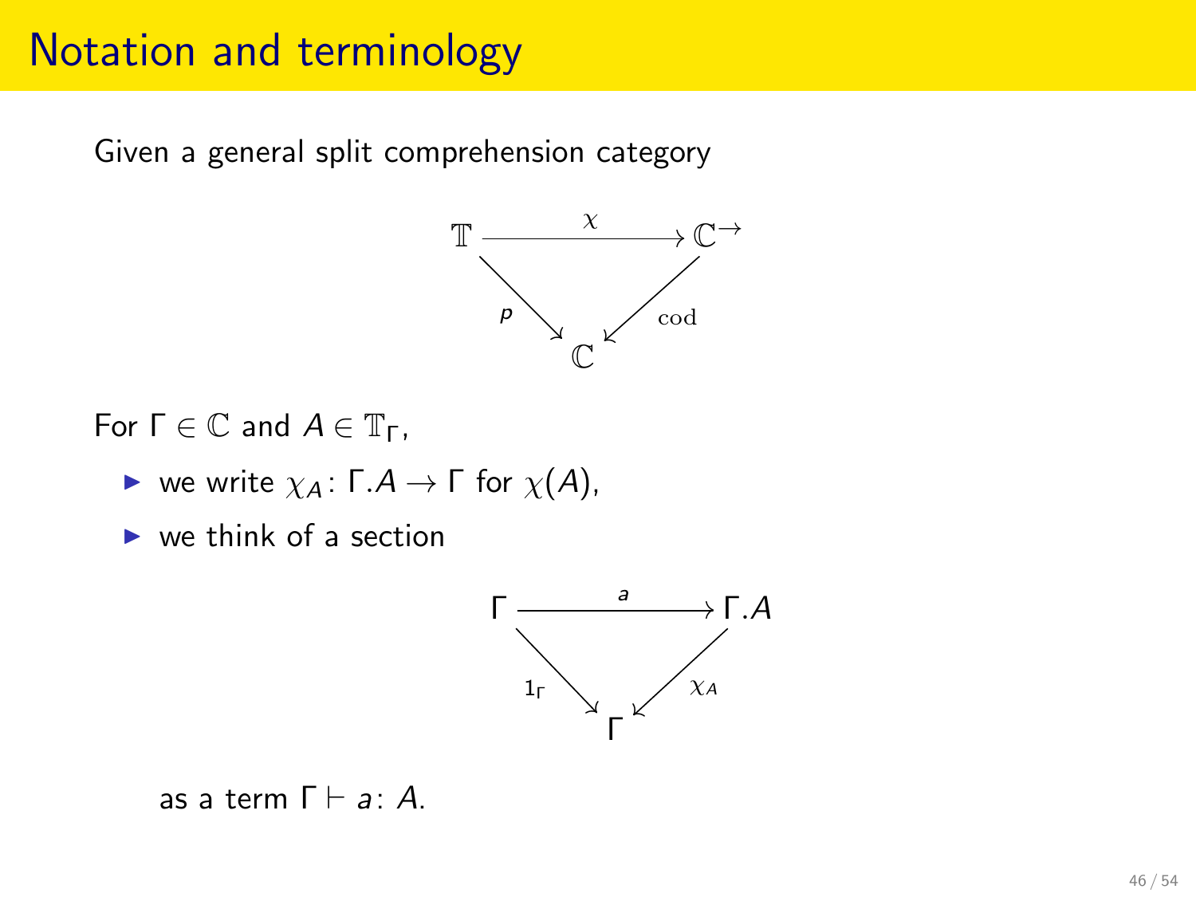# Notation and terminology

Given a general split comprehension category

$$
\begin{array}{ccc}
\mathbb{T} & \xrightarrow{\chi} & \mathbb{C}^{\to} \\
& {\scriptstyle p}\searrow \quad \swarrow{\scriptstyle \mathrm{cod}} & \\
& \mathbb{C} &
\end{array}
$$

For $\Gamma \in \mathbb{C}$ and $A \in \mathbb{T}_\Gamma$,

- we write $\chi_A \colon \Gamma.A \to \Gamma$ for $\chi(A)$,
- we think of a section

$$
\begin{array}{ccc}
\Gamma & \xrightarrow{a} & \Gamma.A \\
& {\scriptstyle 1_\Gamma}\searrow \quad \swarrow{\scriptstyle \chi_A} & \\
& \Gamma &
\end{array}
$$

  as a term $\Gamma \vdash a \colon A$.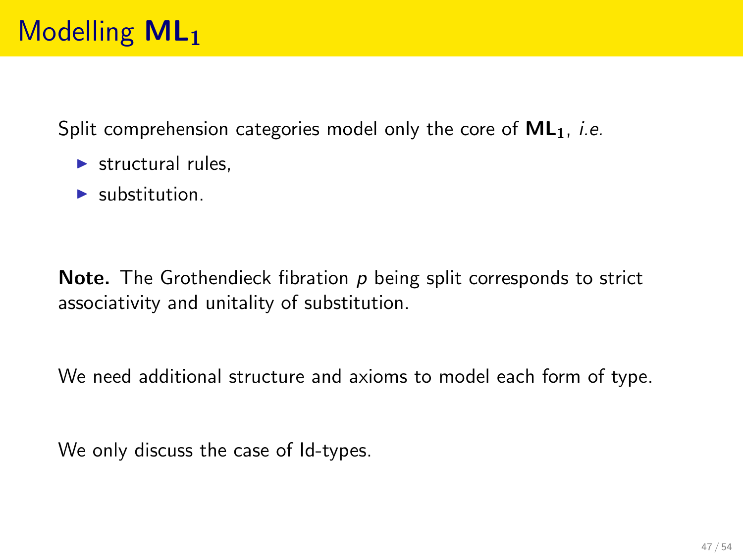# Modelling $\mathbf{ML_1}$

Split comprehension categories model only the core of $\mathbf{ML_1}$, *i.e.*

- structural rules,
- substitution.

**Note.** The Grothendieck fibration $p$ being split corresponds to strict associativity and unitality of substitution.

We need additional structure and axioms to model each form of type.

We only discuss the case of Id-types.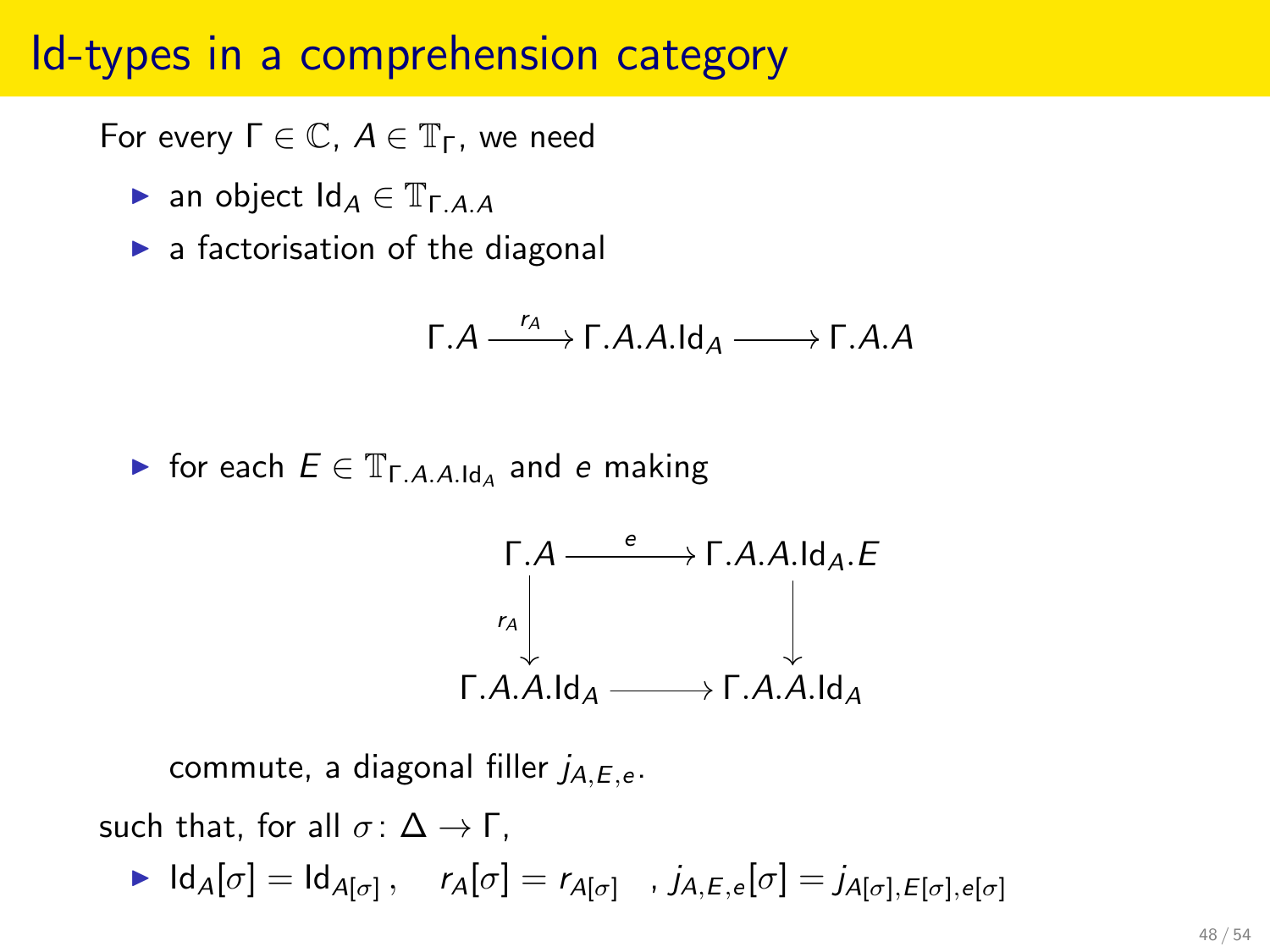# Id-types in a comprehension category

For every $\Gamma \in \mathbb{C}$, $A \in \mathbb{T}_\Gamma$, we need

- an object $\mathsf{Id}_A \in \mathbb{T}_{\Gamma.A.A}$
- a factorisation of the diagonal

$$\Gamma.A \xrightarrow{r_A} \Gamma.A.A.\mathsf{Id}_A \longrightarrow \Gamma.A.A$$

- for each $E \in \mathbb{T}_{\Gamma.A.A.\mathsf{Id}_A}$ and $e$ making

$$\begin{array}{ccc} \Gamma.A & \xrightarrow{e} & \Gamma.A.A.\mathsf{Id}_A.E \\ {\scriptstyle r_A}\downarrow & & \downarrow \\ \Gamma.A.A.\mathsf{Id}_A & \longrightarrow & \Gamma.A.A.\mathsf{Id}_A \end{array}$$

  commute, a diagonal filler $j_{A,E,e}$.

such that, for all $\sigma \colon \Delta \to \Gamma$,

- $\mathsf{Id}_A[\sigma] = \mathsf{Id}_{A[\sigma]}\,, \quad r_A[\sigma] = r_{A[\sigma]} \quad , j_{A,E,e}[\sigma] = j_{A[\sigma],E[\sigma],e[\sigma]}$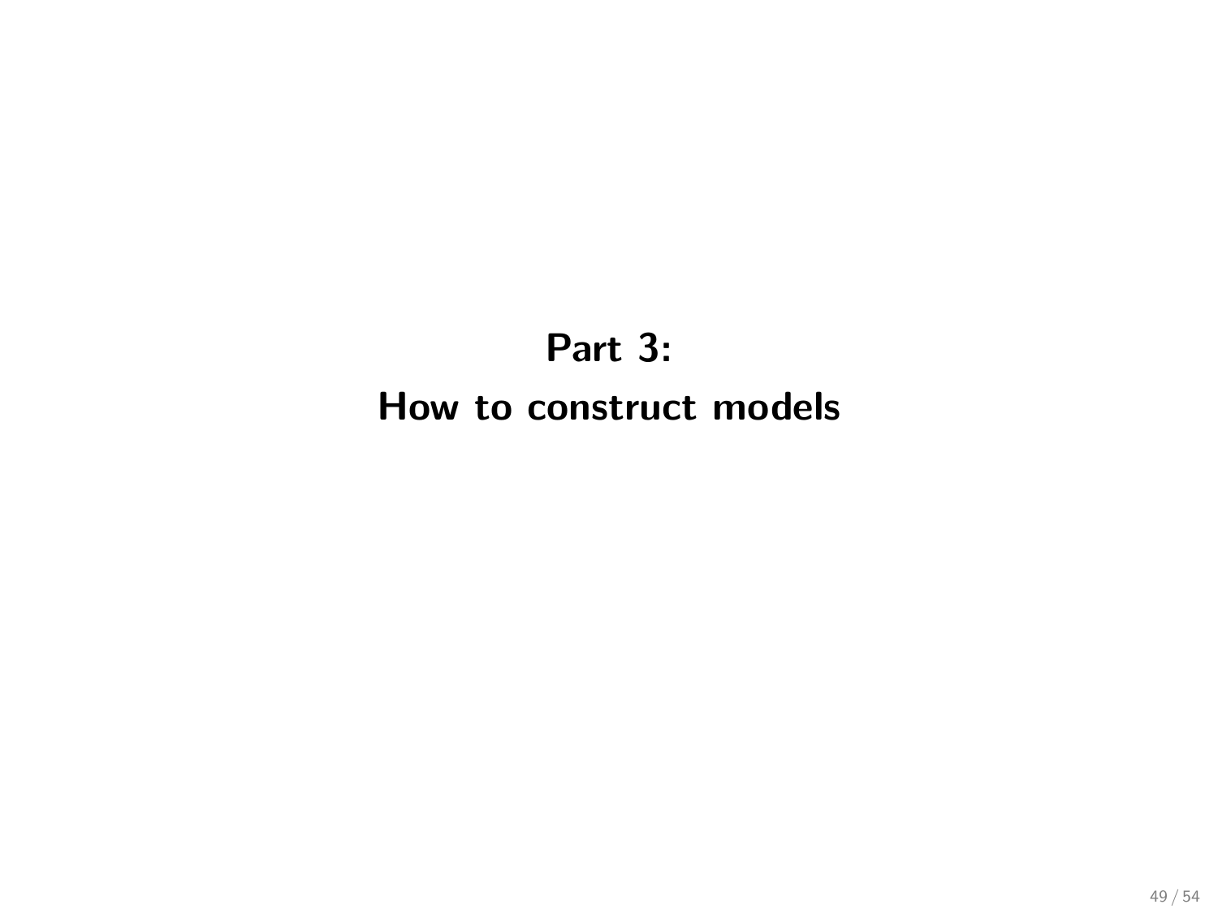# Part 3:

# How to construct models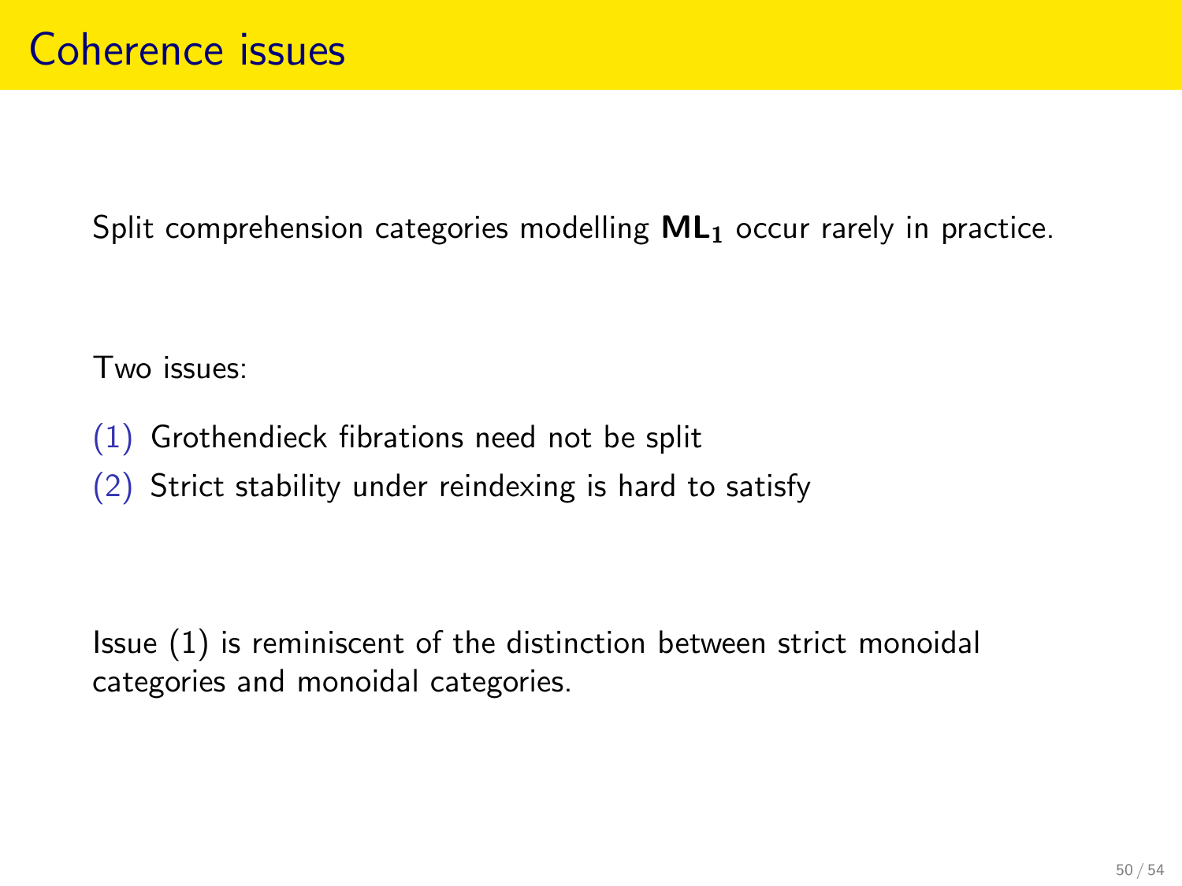# Coherence issues

Split comprehension categories modelling $\mathbf{ML_1}$ occur rarely in practice.

Two issues:

(1) Grothendieck fibrations need not be split
(2) Strict stability under reindexing is hard to satisfy

Issue (1) is reminiscent of the distinction between strict monoidal categories and monoidal categories.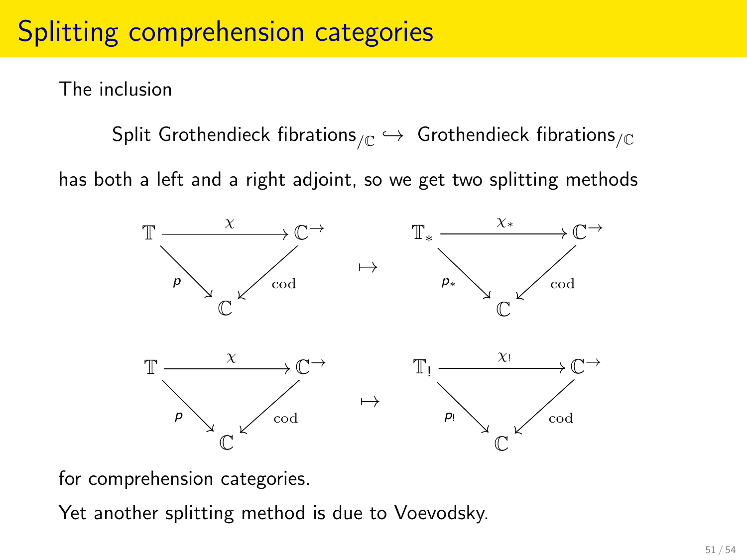# Splitting comprehension categories

The inclusion

$$\text{Split Grothendieck fibrations}_{/\mathbb{C}} \hookrightarrow \text{Grothendieck fibrations}_{/\mathbb{C}}$$

has both a left and a right adjoint, so we get two splitting methods

$$
\begin{array}{ccc}
\begin{array}{c}
\mathbb{T} \xrightarrow{\chi} \mathbb{C}^{\to} \\
p \searrow \quad \swarrow \mathrm{cod} \\
\mathbb{C}
\end{array}
& \mapsto &
\begin{array}{c}
\mathbb{T}_* \xrightarrow{\chi_*} \mathbb{C}^{\to} \\
p_* \searrow \quad \swarrow \mathrm{cod} \\
\mathbb{C}
\end{array}
\end{array}
$$

$$
\begin{array}{ccc}
\begin{array}{c}
\mathbb{T} \xrightarrow{\chi} \mathbb{C}^{\to} \\
p \searrow \quad \swarrow \mathrm{cod} \\
\mathbb{C}
\end{array}
& \mapsto &
\begin{array}{c}
\mathbb{T}_! \xrightarrow{\chi_!} \mathbb{C}^{\to} \\
p_! \searrow \quad \swarrow \mathrm{cod} \\
\mathbb{C}
\end{array}
\end{array}
$$

for comprehension categories.

Yet another splitting method is due to Voevodsky.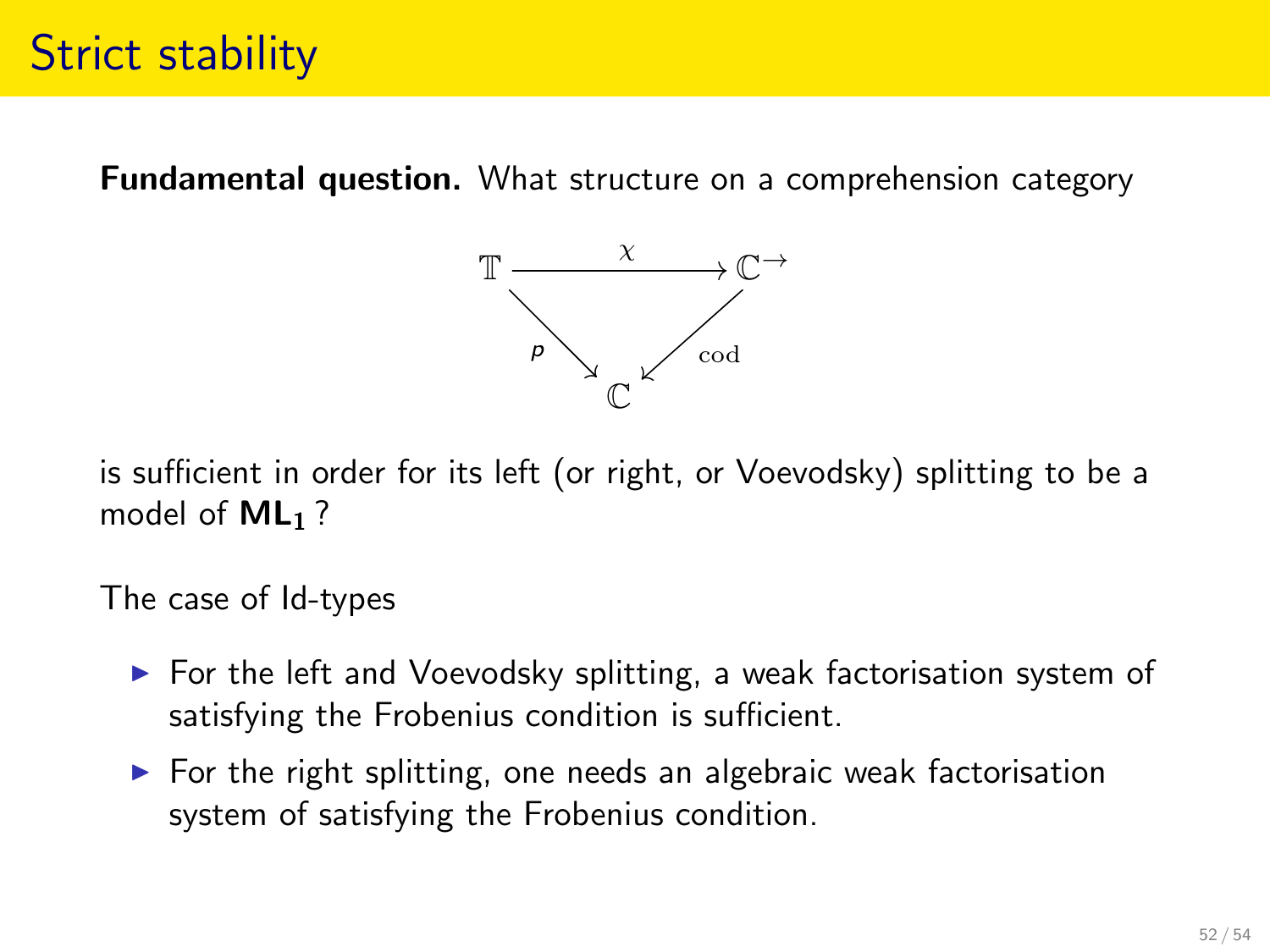# Strict stability

**Fundamental question.** What structure on a comprehension category

$$\begin{array}{ccc} \mathbb{T} & \xrightarrow{\chi} & \mathbb{C}^{\to} \\ & {\scriptstyle p}\searrow \quad \swarrow{\scriptstyle \mathrm{cod}} & \\ & \mathbb{C} & \end{array}$$

is sufficient in order for its left (or right, or Voevodsky) splitting to be a model of $\mathbf{ML_1}$ ?

The case of Id-types

- For the left and Voevodsky splitting, a weak factorisation system of satisfying the Frobenius condition is sufficient.
- For the right splitting, one needs an algebraic weak factorisation system of satisfying the Frobenius condition.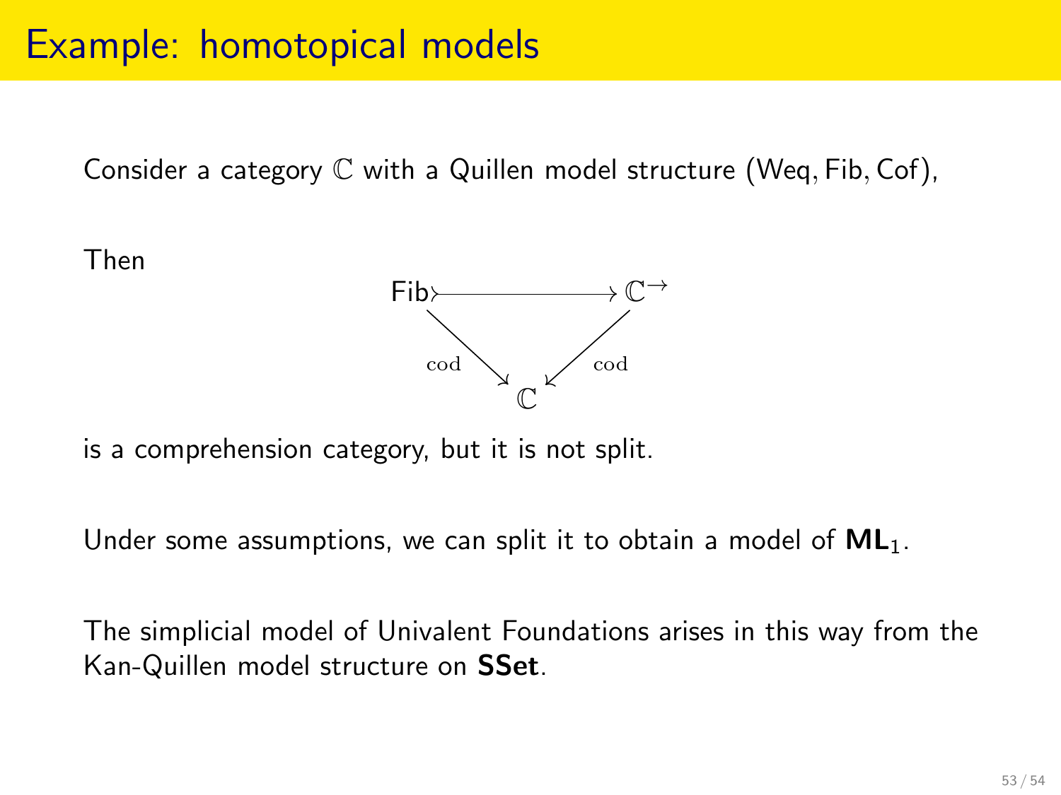# Example: homotopical models

Consider a category $\mathbb{C}$ with a Quillen model structure $(\mathsf{Weq}, \mathsf{Fib}, \mathsf{Cof})$,

Then

$$
\begin{array}{ccc}
\mathsf{Fib} & \rightarrowtail & \mathbb{C}^{\rightarrow} \\
& {\scriptstyle \mathrm{cod}} \searrow \quad \swarrow {\scriptstyle \mathrm{cod}} & \\
& \mathbb{C} &
\end{array}
$$

is a comprehension category, but it is not split.

Under some assumptions, we can split it to obtain a model of $\mathbf{ML}_1$.

The simplicial model of Univalent Foundations arises in this way from the Kan-Quillen model structure on **SSet**.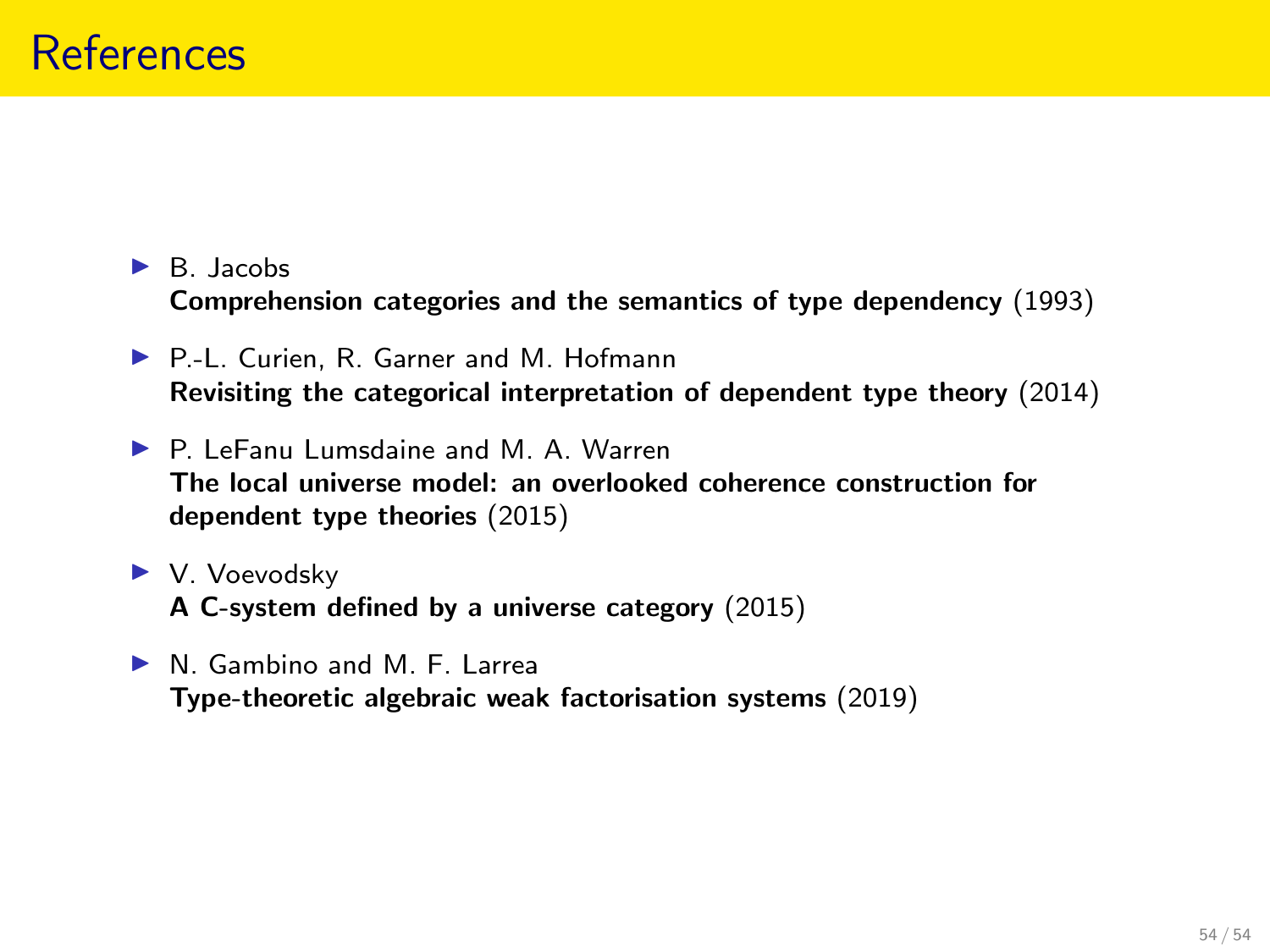# References

- B. Jacobs
  **Comprehension categories and the semantics of type dependency** (1993)
- P.-L. Curien, R. Garner and M. Hofmann
  **Revisiting the categorical interpretation of dependent type theory** (2014)
- P. LeFanu Lumsdaine and M. A. Warren
  **The local universe model: an overlooked coherence construction for dependent type theories** (2015)
- V. Voevodsky
  **A C-system defined by a universe category** (2015)
- N. Gambino and M. F. Larrea
  **Type-theoretic algebraic weak factorisation systems** (2019)